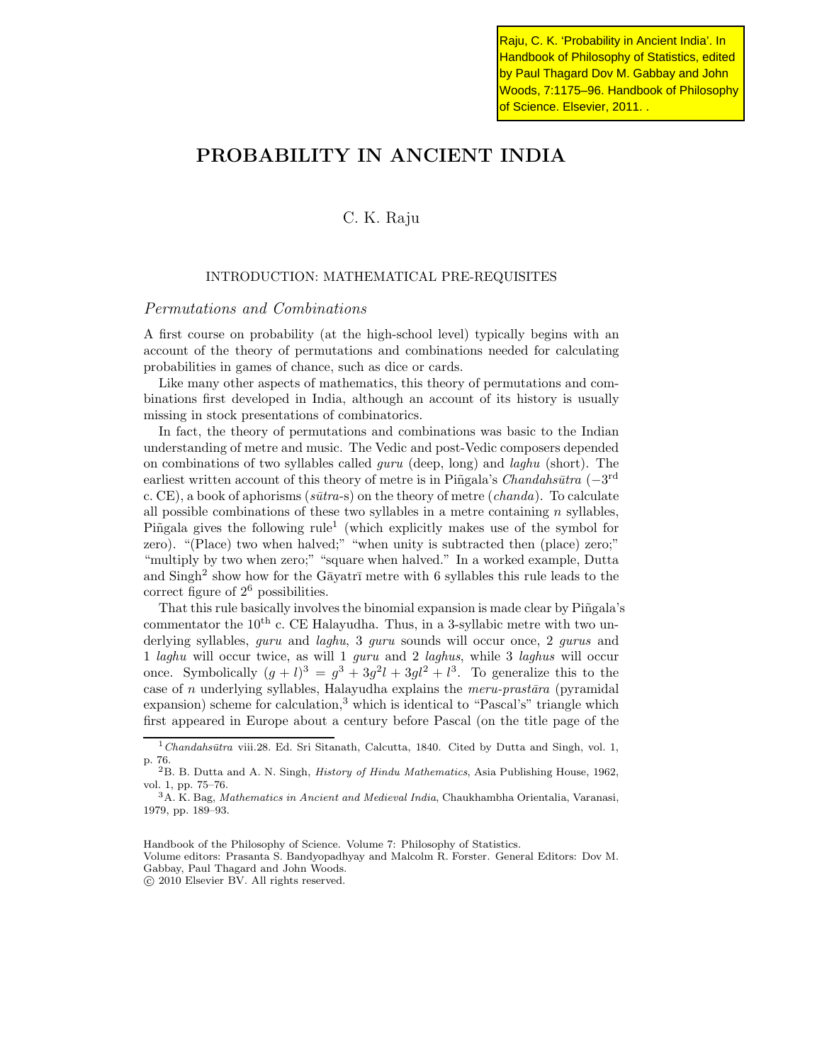Raju, C. K. 'Probability in Ancient India'. In Handbook of Philosophy of Statistics, edited by Paul Thagard Dov M. Gabbay and John Woods, 7:1175–96. Handbook of Philosophy of Science. Elsevier, 2011. .

# PROBABILITY IN ANCIENT INDIA

C. K. Raju

## INTRODUCTION: MATHEMATICAL PRE-REQUISITES

### *Permutations and Combinations*

A first course on probability (at the high-school level) typically begins with an account of the theory of permutations and combinations needed for calculating probabilities in games of chance, such as dice or cards.

Like many other aspects of mathematics, this theory of permutations and combinations first developed in India, although an account of its history is usually missing in stock presentations of combinatorics.

In fact, the theory of permutations and combinations was basic to the Indian understanding of metre and music. The Vedic and post-Vedic composers depended on combinations of two syllables called *guru* (deep, long) and *laghu* (short). The earliest written account of this theory of metre is in Piñgala's *Chandahsūtra* ($-3^{\text{rd}}$ c. CE), a book of aphorisms (*sūtra*-s) on the theory of metre (*chanda*). To calculate all possible combinations of these two syllables in a metre containing $n$ syllables, Piñgala gives the following rule[1] (which explicitly makes use of the symbol for zero). "(Place) two when halved;" "when unity is subtracted then (place) zero;" "multiply by two when zero;" "square when halved." In a worked example, Dutta and Singh[2] show how for the Gāyatrī metre with 6 syllables this rule leads to the correct figure of $2^6$ possibilities.

That this rule basically involves the binomial expansion is made clear by Piñgala's commentator the $10^{\text{th}}$ c. CE Halayudha. Thus, in a 3-syllabic metre with two underlying syllables, *guru* and *laghu*, 3 *guru* sounds will occur once, 2 *gurus* and 1 *laghu* will occur twice, as will 1 *guru* and 2 *laghus*, while 3 *laghus* will occur once. Symbolically $(g + l)^3 = g^3 + 3g^2l + 3gl^2 + l^3$. To generalize this to the case of $n$ underlying syllables, Halayudha explains the *meru-prastāra* (pyramidal expansion) scheme for calculation,[3] which is identical to "Pascal's" triangle which first appeared in Europe about a century before Pascal (on the title page of the

---

[1] *Chandahsūtra* viii.28. Ed. Sri Sitanath, Calcutta, 1840. Cited by Dutta and Singh, vol. 1, p. 76.

[2] B. B. Dutta and A. N. Singh, *History of Hindu Mathematics*, Asia Publishing House, 1962, vol. 1, pp. 75–76.

[3] A. K. Bag, *Mathematics in Ancient and Medieval India*, Chaukhambha Orientalia, Varanasi, 1979, pp. 189–93.

Handbook of the Philosophy of Science. Volume 7: Philosophy of Statistics.
Volume editors: Prasanta S. Bandyopadhyay and Malcolm R. Forster. General Editors: Dov M. Gabbay, Paul Thagard and John Woods.
© 2010 Elsevier BV. All rights reserved.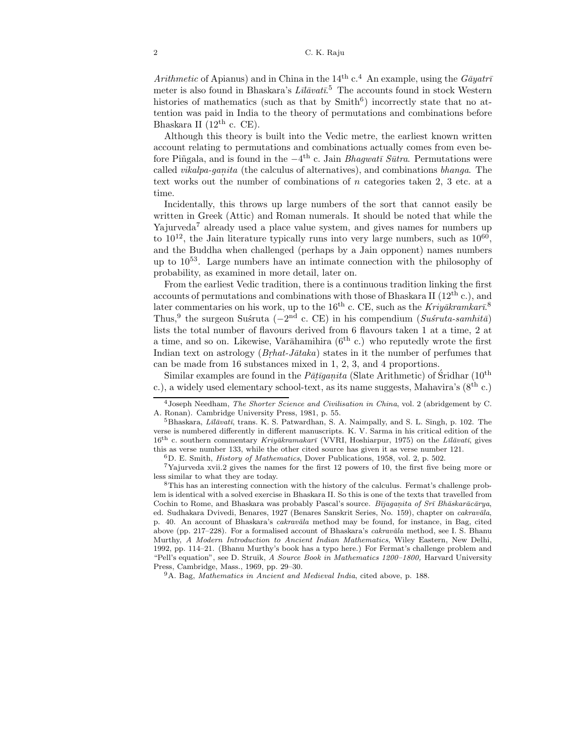*Arithmetic* of Apianus) and in China in the $14^{\text{th}}$ c.[4] An example, using the *Gāyatrī* meter is also found in Bhaskara's *Līlāvatī*.[5] The accounts found in stock Western histories of mathematics (such as that by Smith[6]) incorrectly state that no attention was paid in India to the theory of permutations and combinations before Bhaskara II ($12^{\text{th}}$ c. CE).

Although this theory is built into the Vedic metre, the earliest known written account relating to permutations and combinations actually comes from even before Piñgala, and is found in the $-4^{\text{th}}$ c. Jain *Bhagwatī Sūtra*. Permutations were called *vikalpa-gaṇita* (the calculus of alternatives), and combinations *bhanga*. The text works out the number of combinations of $n$ categories taken 2, 3 etc. at a time.

Incidentally, this throws up large numbers of the sort that cannot easily be written in Greek (Attic) and Roman numerals. It should be noted that while the Yajurveda[7] already used a place value system, and gives names for numbers up to $10^{12}$, the Jain literature typically runs into very large numbers, such as $10^{60}$, and the Buddha when challenged (perhaps by a Jain opponent) names numbers up to $10^{53}$. Large numbers have an intimate connection with the philosophy of probability, as examined in more detail, later on.

From the earliest Vedic tradition, there is a continuous tradition linking the first accounts of permutations and combinations with those of Bhaskara II ($12^{\text{th}}$ c.), and later commentaries on his work, up to the $16^{\text{th}}$ c. CE, such as the *Kriyākramkarī*.[8] Thus,[9] the surgeon Suśruta ($-2^{\text{nd}}$ c. CE) in his compendium (*Suśruta-samhitā*) lists the total number of flavours derived from 6 flavours taken 1 at a time, 2 at a time, and so on. Likewise, Varāhamihira ($6^{\text{th}}$ c.) who reputedly wrote the first Indian text on astrology (*Bṛhat-Jātaka*) states in it the number of perfumes that can be made from 16 substances mixed in 1, 2, 3, and 4 proportions.

Similar examples are found in the *Pāṭīgaṇita* (Slate Arithmetic) of Śridhar ($10^{\text{th}}$ c.), a widely used elementary school-text, as its name suggests, Mahavira's ($8^{\text{th}}$ c.)

---

[4] Joseph Needham, *The Shorter Science and Civilisation in China*, vol. 2 (abridgement by C. A. Ronan). Cambridge University Press, 1981, p. 55.

[5] Bhaskara, *Līlāvatī*, trans. K. S. Patwardhan, S. A. Naimpally, and S. L. Singh, p. 102. The verse is numbered differently in different manuscripts. K. V. Sarma in his critical edition of the $16^{\text{th}}$ c. southern commentary *Kriyākramakarī* (VVRI, Hoshiarpur, 1975) on the *Līlāvatī*, gives this as verse number 133, while the other cited source has given it as verse number 121.

[6] D. E. Smith, *History of Mathematics*, Dover Publications, 1958, vol. 2, p. 502.

[7] Yajurveda xvii.2 gives the names for the first 12 powers of 10, the first five being more or less similar to what they are today.

[8] This has an interesting connection with the history of the calculus. Fermat's challenge problem is identical with a solved exercise in Bhaskara II. So this is one of the texts that travelled from Cochin to Rome, and Bhaskara was probably Pascal's source. *Bījagaṇita of Srī Bhāskarācārya*, ed. Sudhakara Dvivedi, Benares, 1927 (Benares Sanskrit Series, No. 159), chapter on *cakravāla*, p. 40. An account of Bhaskara's *cakravāla* method may be found, for instance, in Bag, cited above (pp. 217–228). For a formalised account of Bhaskara's *cakravāla* method, see I. S. Bhanu Murthy, *A Modern Introduction to Ancient Indian Mathematics*, Wiley Eastern, New Delhi, 1992, pp. 114–21. (Bhanu Murthy's book has a typo here.) For Fermat's challenge problem and "Pell's equation", see D. Struik, *A Source Book in Mathematics 1200–1800,* Harvard University Press, Cambridge, Mass., 1969, pp. 29–30.

[9] A. Bag, *Mathematics in Ancient and Medieval India*, cited above, p. 188.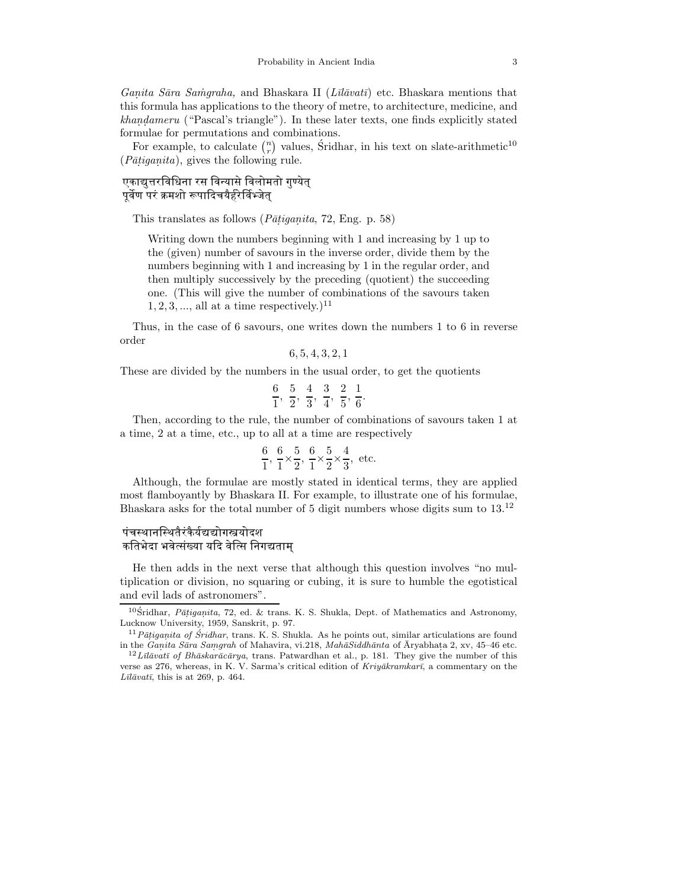*Gaṇita Sāra Saṁgraha,* and Bhaskara II (*Līlāvatī*) etc. Bhaskara mentions that this formula has applications to the theory of metre, to architecture, medicine, and *khaṇḍameru* ("Pascal's triangle"). In these later texts, one finds explicitly stated formulae for permutations and combinations.

For example, to calculate $\binom{n}{r}$ values, Śridhar, in his text on slate-arithmetic[10] (*Pāṭigaṇita*), gives the following rule.

एकाद्युत्तरविधिना रस विन्यासे विलोमतो गुण्येत्
पूर्वेण परं क्रमशो रूपादिचयैर्हरेर्विभ्जेत्

This translates as follows (*Pāṭigaṇita*, 72, Eng. p. 58)

> Writing down the numbers beginning with 1 and increasing by 1 up to the (given) number of savours in the inverse order, divide them by the numbers beginning with 1 and increasing by 1 in the regular order, and then multiply successively by the preceding (quotient) the succeeding one. (This will give the number of combinations of the savours taken $1, 2, 3, \ldots$, all at a time respectively.)[11]

Thus, in the case of 6 savours, one writes down the numbers 1 to 6 in reverse order

$$6, 5, 4, 3, 2, 1$$

These are divided by the numbers in the usual order, to get the quotients

$$\frac{6}{1}, \frac{5}{2}, \frac{4}{3}, \frac{3}{4}, \frac{2}{5}, \frac{1}{6}.$$

Then, according to the rule, the number of combinations of savours taken 1 at a time, 2 at a time, etc., up to all at a time are respectively

$$\frac{6}{1}, \frac{6}{1}\times\frac{5}{2}, \frac{6}{1}\times\frac{5}{2}\times\frac{4}{3}, \text{ etc.}$$

Although, the formulae are mostly stated in identical terms, they are applied most flamboyantly by Bhaskara II. For example, to illustrate one of his formulae, Bhaskara asks for the total number of 5 digit numbers whose digits sum to 13.[12]

पंचस्थानस्थितैरंकैर्यद्यद्योगस्त्रयोदश
कतिभेदा भवेत्संख्या यदि वेत्सि निगद्यताम्

He then adds in the next verse that although this question involves "no multiplication or division, no squaring or cubing, it is sure to humble the egotistical and evil lads of astronomers".

---

[10] Śridhar, *Pāṭigaṇita*, 72, ed. & trans. K. S. Shukla, Dept. of Mathematics and Astronomy, Lucknow University, 1959, Sanskrit, p. 97.

[11] *Pāṭigaṇita of Śridhar*, trans. K. S. Shukla. As he points out, similar articulations are found in the *Gaṇita Sāra Saṃgrah* of Mahavira, vi.218, *MahāSiddhānta* of Āryabhaṭa 2, xv, 45–46 etc.

[12] *Līlāvatī of Bhāskarācārya*, trans. Patwardhan et al., p. 181. They give the number of this verse as 276, whereas, in K. V. Sarma's critical edition of *Kriyākramkarī*, a commentary on the *Līlāvatī*, this is at 269, p. 464.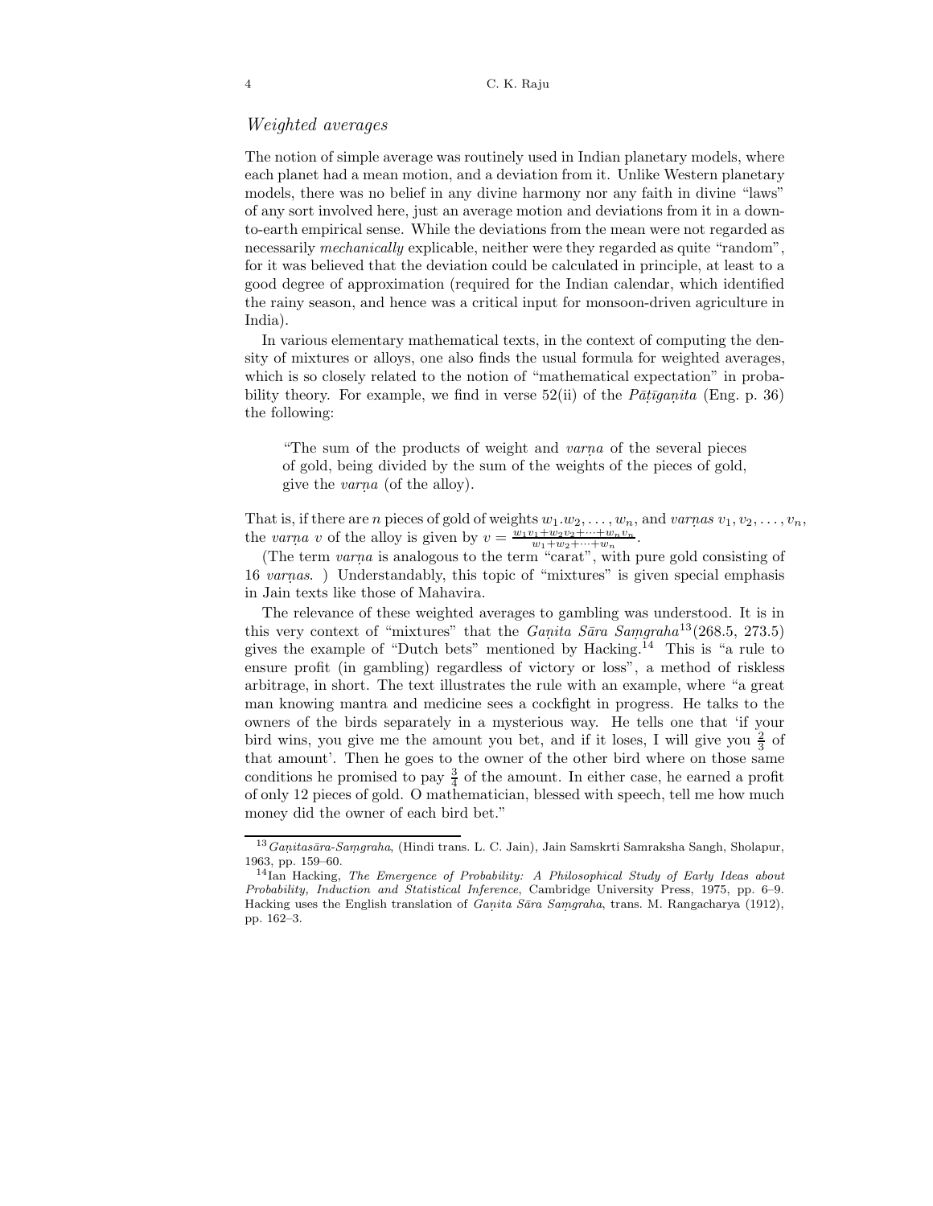## *Weighted averages*

The notion of simple average was routinely used in Indian planetary models, where each planet had a mean motion, and a deviation from it. Unlike Western planetary models, there was no belief in any divine harmony nor any faith in divine "laws" of any sort involved here, just an average motion and deviations from it in a down-to-earth empirical sense. While the deviations from the mean were not regarded as necessarily *mechanically* explicable, neither were they regarded as quite "random", for it was believed that the deviation could be calculated in principle, at least to a good degree of approximation (required for the Indian calendar, which identified the rainy season, and hence was a critical input for monsoon-driven agriculture in India).

In various elementary mathematical texts, in the context of computing the density of mixtures or alloys, one also finds the usual formula for weighted averages, which is so closely related to the notion of "mathematical expectation" in probability theory. For example, we find in verse 52(ii) of the *Pāṭīgaṇita* (Eng. p. 36) the following:

> "The sum of the products of weight and *varṇa* of the several pieces of gold, being divided by the sum of the weights of the pieces of gold, give the *varṇa* (of the alloy).

That is, if there are $n$ pieces of gold of weights $w_1.w_2, \ldots, w_n$, and *varṇas* $v_1, v_2, \ldots, v_n$, the *varṇa* $v$ of the alloy is given by $v = \frac{w_1v_1+w_2v_2+\cdots+w_nv_n}{w_1+w_2+\cdots+w_n}$.

(The term *varṇa* is analogous to the term "carat", with pure gold consisting of 16 *varṇas*. ) Understandably, this topic of "mixtures" is given special emphasis in Jain texts like those of Mahavira.

The relevance of these weighted averages to gambling was understood. It is in this very context of "mixtures" that the *Gaṇita Sāra Saṃgraha*[13] (268.5, 273.5) gives the example of "Dutch bets" mentioned by Hacking.[14] This is "a rule to ensure profit (in gambling) regardless of victory or loss", a method of riskless arbitrage, in short. The text illustrates the rule with an example, where "a great man knowing mantra and medicine sees a cockfight in progress. He talks to the owners of the birds separately in a mysterious way. He tells one that 'if your bird wins, you give me the amount you bet, and if it loses, I will give you $\frac{2}{3}$ of that amount'. Then he goes to the owner of the other bird where on those same conditions he promised to pay $\frac{3}{4}$ of the amount. In either case, he earned a profit of only 12 pieces of gold. O mathematician, blessed with speech, tell me how much money did the owner of each bird bet."

---

[13] *Gaṇitasāra-Saṃgraha*, (Hindi trans. L. C. Jain), Jain Samskrti Samraksha Sangh, Sholapur, 1963, pp. 159–60.

[14] Ian Hacking, *The Emergence of Probability: A Philosophical Study of Early Ideas about Probability, Induction and Statistical Inference*, Cambridge University Press, 1975, pp. 6–9. Hacking uses the English translation of *Gaṇita Sāra Saṃgraha*, trans. M. Rangacharya (1912), pp. 162–3.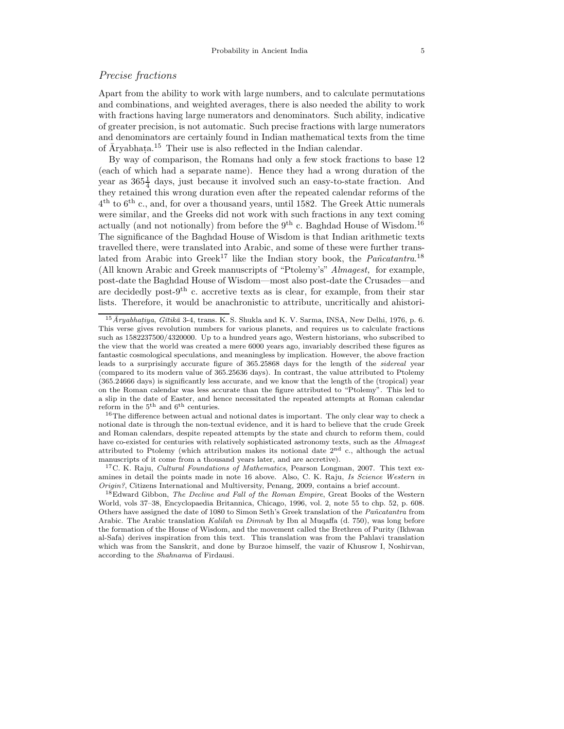## *Precise fractions*

Apart from the ability to work with large numbers, and to calculate permutations and combinations, and weighted averages, there is also needed the ability to work with fractions having large numerators and denominators. Such ability, indicative of greater precision, is not automatic. Such precise fractions with large numerators and denominators are certainly found in Indian mathematical texts from the time of Āryabhaṭa.[15] Their use is also reflected in the Indian calendar.

By way of comparison, the Romans had only a few stock fractions to base 12 (each of which had a separate name). Hence they had a wrong duration of the year as $365\frac{1}{4}$ days, just because it involved such an easy-to-state fraction. And they retained this wrong duration even after the repeated calendar reforms of the 4th to 6th c., and, for over a thousand years, until 1582. The Greek Attic numerals were similar, and the Greeks did not work with such fractions in any text coming actually (and not notionally) from before the 9th c. Baghdad House of Wisdom.[16] The significance of the Baghdad House of Wisdom is that Indian arithmetic texts travelled there, were translated into Arabic, and some of these were further translated from Arabic into Greek[17] like the Indian story book, the *Pañcatantra*.[18] (All known Arabic and Greek manuscripts of "Ptolemy's" *Almagest,* for example, post-date the Baghdad House of Wisdom—most also post-date the Crusades—and are decidedly post-9th c. accretive texts as is clear, for example, from their star lists. Therefore, it would be anachronistic to attribute, uncritically and ahistori-

---

[15] *Āryabhaṭiya*, *Gītikā* 3-4, trans. K. S. Shukla and K. V. Sarma, INSA, New Delhi, 1976, p. 6. This verse gives revolution numbers for various planets, and requires us to calculate fractions such as 1582237500/4320000. Up to a hundred years ago, Western historians, who subscribed to the view that the world was created a mere 6000 years ago, invariably described these figures as fantastic cosmological speculations, and meaningless by implication. However, the above fraction leads to a surprisingly accurate figure of 365.25868 days for the length of the *sidereal* year (compared to its modern value of 365.25636 days). In contrast, the value attributed to Ptolemy (365.24666 days) is significantly less accurate, and we know that the length of the (tropical) year on the Roman calendar was less accurate than the figure attributed to "Ptolemy". This led to a slip in the date of Easter, and hence necessitated the repeated attempts at Roman calendar reform in the 5th and 6th centuries.

[16] The difference between actual and notional dates is important. The only clear way to check a notional date is through the non-textual evidence, and it is hard to believe that the crude Greek and Roman calendars, despite repeated attempts by the state and church to reform them, could have co-existed for centuries with relatively sophisticated astronomy texts, such as the *Almagest* attributed to Ptolemy (which attribution makes its notional date 2nd c., although the actual manuscripts of it come from a thousand years later, and are accretive).

[17] C. K. Raju, *Cultural Foundations of Mathematics*, Pearson Longman, 2007. This text examines in detail the points made in note 16 above. Also, C. K. Raju, *Is Science Western in Origin?*, Citizens International and Multiversity, Penang, 2009, contains a brief account.

[18] Edward Gibbon, *The Decline and Fall of the Roman Empire*, Great Books of the Western World, vols 37–38, Encyclopaedia Britannica, Chicago, 1996, vol. 2, note 55 to chp. 52, p. 608. Others have assigned the date of 1080 to Simon Seth's Greek translation of the *Pañcatantra* from Arabic. The Arabic translation *Kalilah va Dimnah* by Ibn al Muqaffa (d. 750), was long before the formation of the House of Wisdom, and the movement called the Brethren of Purity (Ikhwan al-Safa) derives inspiration from this text. This translation was from the Pahlavi translation which was from the Sanskrit, and done by Burzoe himself, the vazir of Khusrow I, Noshirvan, according to the *Shahnama* of Firdausi.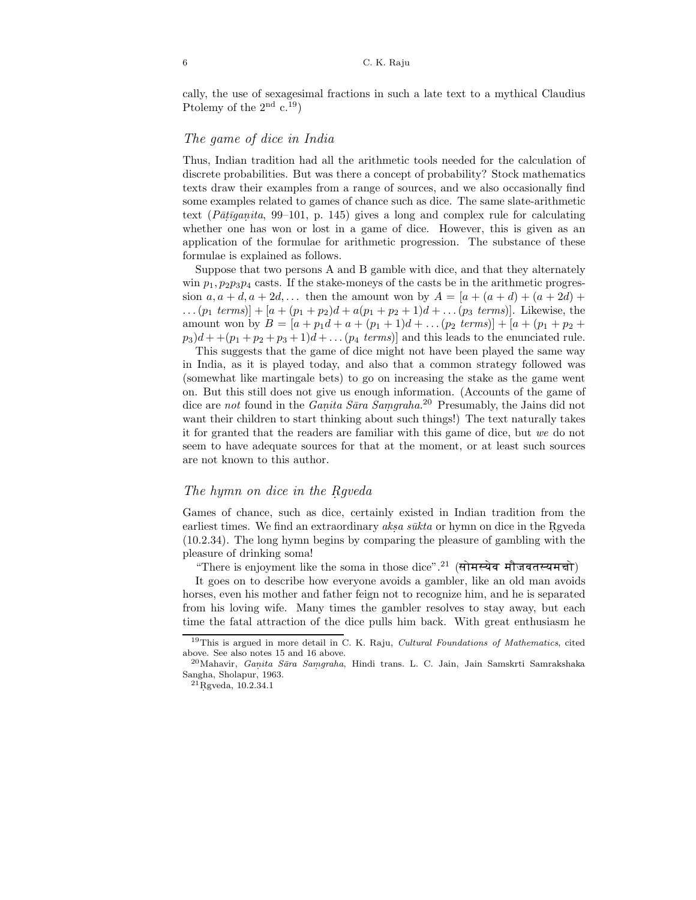cally, the use of sexagesimal fractions in such a late text to a mythical Claudius Ptolemy of the $2^{\text{nd}}$ c.[19])

### *The game of dice in India*

Thus, Indian tradition had all the arithmetic tools needed for the calculation of discrete probabilities. But was there a concept of probability? Stock mathematics texts draw their examples from a range of sources, and we also occasionally find some examples related to games of chance such as dice. The same slate-arithmetic text (*Pāṭīgaṇita*, 99–101, p. 145) gives a long and complex rule for calculating whether one has won or lost in a game of dice. However, this is given as an application of the formulae for arithmetic progression. The substance of these formulae is explained as follows.

Suppose that two persons A and B gamble with dice, and that they alternately win $p_1, p_2 p_3 p_4$ casts. If the stake-moneys of the casts be in the arithmetic progression $a, a+d, a+2d, \ldots$ then the amount won by $A = [a + (a+d) + (a+2d) + \ldots (p_1 \ terms)] + [a + (p_1+p_2)d + a(p_1+p_2+1)d + \ldots (p_3 \ terms)]$. Likewise, the amount won by $B = [a + p_1 d + a + (p_1+1)d + \ldots (p_2 \ terms)] + [a + (p_1+p_2+p_3)d + +(p_1+p_2+p_3+1)d + \ldots (p_4 \ terms)]$ and this leads to the enunciated rule.

This suggests that the game of dice might not have been played the same way in India, as it is played today, and also that a common strategy followed was (somewhat like martingale bets) to go on increasing the stake as the game went on. But this still does not give us enough information. (Accounts of the game of dice are *not* found in the *Gaṇita Sāra Saṃgraha*.[20] Presumably, the Jains did not want their children to start thinking about such things!) The text naturally takes it for granted that the readers are familiar with this game of dice, but *we* do not seem to have adequate sources for that at the moment, or at least such sources are not known to this author.

### *The hymn on dice in the Ṛgveda*

Games of chance, such as dice, certainly existed in Indian tradition from the earliest times. We find an extraordinary *akṣa sūkta* or hymn on dice in the Ṛgveda (10.2.34). The long hymn begins by comparing the pleasure of gambling with the pleasure of drinking soma!

"There is enjoyment like the soma in those dice".[21] (सोमस्येव मौजवतस्यमच्चो)

It goes on to describe how everyone avoids a gambler, like an old man avoids horses, even his mother and father feign not to recognize him, and he is separated from his loving wife. Many times the gambler resolves to stay away, but each time the fatal attraction of the dice pulls him back. With great enthusiasm he

---

[19] This is argued in more detail in C. K. Raju, *Cultural Foundations of Mathematics*, cited above. See also notes 15 and 16 above.

[20] Mahavir, *Gaṇita Sāra Saṃgraha*, Hindi trans. L. C. Jain, Jain Samskrti Samrakshaka Sangha, Sholapur, 1963.

[21] Ṛgveda, 10.2.34.1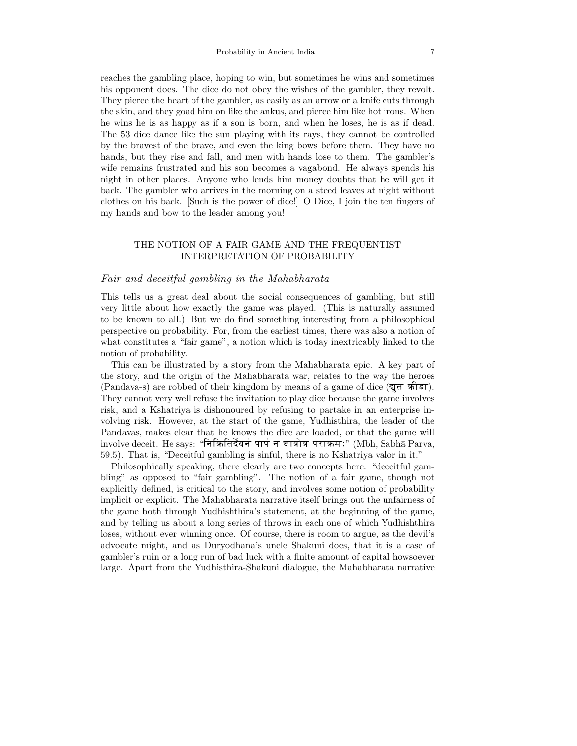reaches the gambling place, hoping to win, but sometimes he wins and sometimes his opponent does. The dice do not obey the wishes of the gambler, they revolt. They pierce the heart of the gambler, as easily as an arrow or a knife cuts through the skin, and they goad him on like the ankus, and pierce him like hot irons. When he wins he is as happy as if a son is born, and when he loses, he is as if dead. The 53 dice dance like the sun playing with its rays, they cannot be controlled by the bravest of the brave, and even the king bows before them. They have no hands, but they rise and fall, and men with hands lose to them. The gambler's wife remains frustrated and his son becomes a vagabond. He always spends his night in other places. Anyone who lends him money doubts that he will get it back. The gambler who arrives in the morning on a steed leaves at night without clothes on his back. [Such is the power of dice!] O Dice, I join the ten fingers of my hands and bow to the leader among you!

## THE NOTION OF A FAIR GAME AND THE FREQUENTIST INTERPRETATION OF PROBABILITY

### *Fair and deceitful gambling in the Mahabharata*

This tells us a great deal about the social consequences of gambling, but still very little about how exactly the game was played. (This is naturally assumed to be known to all.) But we do find something interesting from a philosophical perspective on probability. For, from the earliest times, there was also a notion of what constitutes a "fair game", a notion which is today inextricably linked to the notion of probability.

This can be illustrated by a story from the Mahabharata epic. A key part of the story, and the origin of the Mahabharata war, relates to the way the heroes (Pandava-s) are robbed of their kingdom by means of a game of dice (द्युत क्रीडा). They cannot very well refuse the invitation to play dice because the game involves risk, and a Kshatriya is dishonoured by refusing to partake in an enterprise involving risk. However, at the start of the game, Yudhisthira, the leader of the Pandavas, makes clear that he knows the dice are loaded, or that the game will involve deceit. He says: "निक्रितिर्देवनं पापं न क्षात्रोत्र पराक्रमः" (Mbh, Sabhā Parva, 59.5). That is, "Deceitful gambling is sinful, there is no Kshatriya valor in it."

Philosophically speaking, there clearly are two concepts here: "deceitful gambling" as opposed to "fair gambling". The notion of a fair game, though not explicitly defined, is critical to the story, and involves some notion of probability implicit or explicit. The Mahabharata narrative itself brings out the unfairness of the game both through Yudhishthira's statement, at the beginning of the game, and by telling us about a long series of throws in each one of which Yudhishthira loses, without ever winning once. Of course, there is room to argue, as the devil's advocate might, and as Duryodhana's uncle Shakuni does, that it is a case of gambler's ruin or a long run of bad luck with a finite amount of capital howsoever large. Apart from the Yudhisthira-Shakuni dialogue, the Mahabharata narrative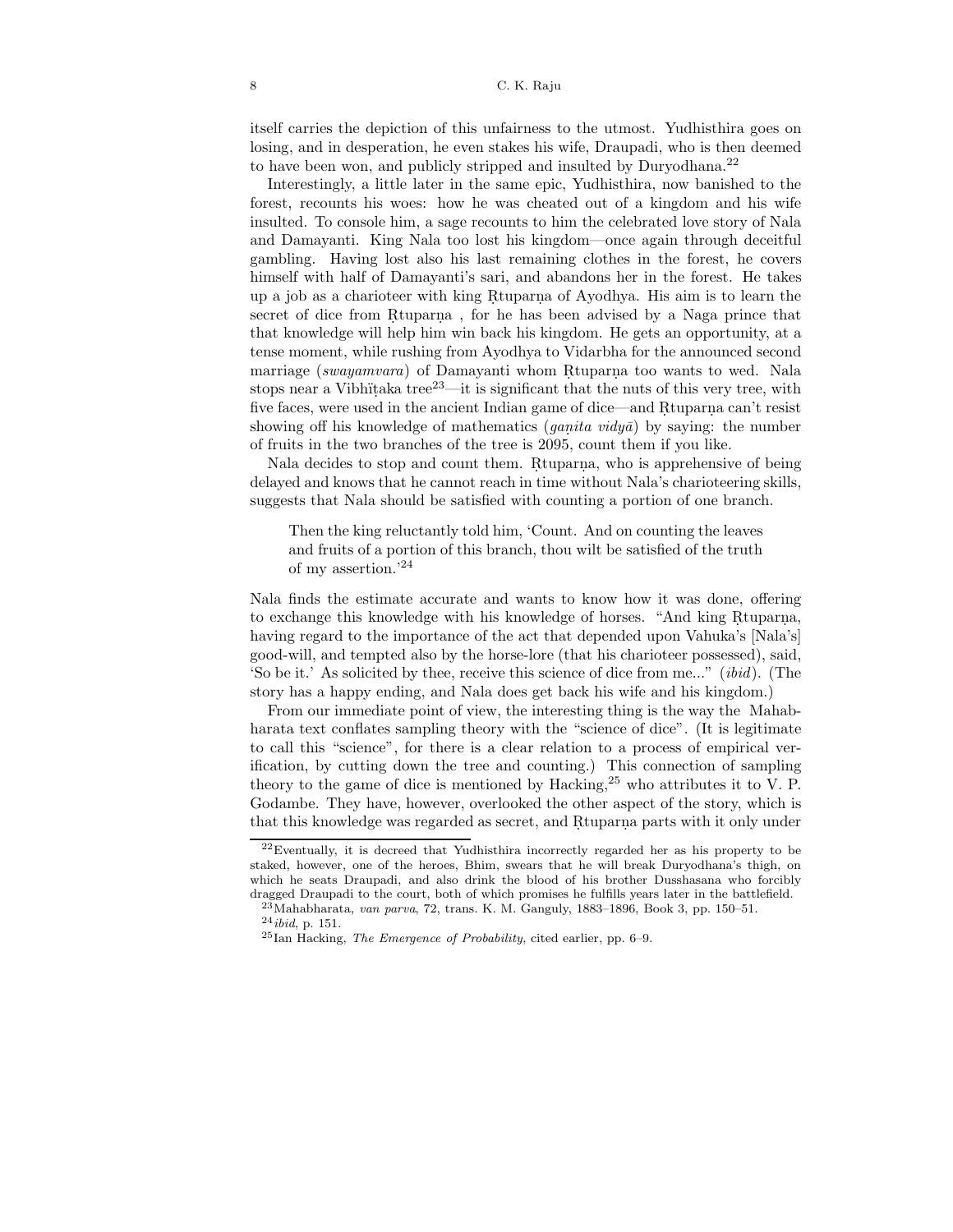itself carries the depiction of this unfairness to the utmost. Yudhisthira goes on losing, and in desperation, he even stakes his wife, Draupadi, who is then deemed to have been won, and publicly stripped and insulted by Duryodhana.[22]

Interestingly, a little later in the same epic, Yudhisthira, now banished to the forest, recounts his woes: how he was cheated out of a kingdom and his wife insulted. To console him, a sage recounts to him the celebrated love story of Nala and Damayanti. King Nala too lost his kingdom—once again through deceitful gambling. Having lost also his last remaining clothes in the forest, he covers himself with half of Damayanti's sari, and abandons her in the forest. He takes up a job as a charioteer with king Ṛtuparṇa of Ayodhya. His aim is to learn the secret of dice from Ṛtuparṇa , for he has been advised by a Naga prince that that knowledge will help him win back his kingdom. He gets an opportunity, at a tense moment, while rushing from Ayodhya to Vidarbha for the announced second marriage (*swayamvara*) of Damayanti whom Ṛtuparṇa too wants to wed. Nala stops near a Vibhïṭaka tree[23]—it is significant that the nuts of this very tree, with five faces, were used in the ancient Indian game of dice—and Ṛtuparṇa can't resist showing off his knowledge of mathematics (*gaṇita vidyā*) by saying: the number of fruits in the two branches of the tree is 2095, count them if you like.

Nala decides to stop and count them. Ṛtuparṇa, who is apprehensive of being delayed and knows that he cannot reach in time without Nala's charioteering skills, suggests that Nala should be satisfied with counting a portion of one branch.

> Then the king reluctantly told him, 'Count. And on counting the leaves and fruits of a portion of this branch, thou wilt be satisfied of the truth of my assertion.'[24]

Nala finds the estimate accurate and wants to know how it was done, offering to exchange this knowledge with his knowledge of horses. "And king Ṛtuparṇa, having regard to the importance of the act that depended upon Vahuka's [Nala's] good-will, and tempted also by the horse-lore (that his charioteer possessed), said, 'So be it.' As solicited by thee, receive this science of dice from me..." (*ibid*). (The story has a happy ending, and Nala does get back his wife and his kingdom.)

From our immediate point of view, the interesting thing is the way the Mahabharata text conflates sampling theory with the "science of dice". (It is legitimate to call this "science", for there is a clear relation to a process of empirical verification, by cutting down the tree and counting.) This connection of sampling theory to the game of dice is mentioned by Hacking,[25] who attributes it to V. P. Godambe. They have, however, overlooked the other aspect of the story, which is that this knowledge was regarded as secret, and Ṛtuparṇa parts with it only under

---

[22] Eventually, it is decreed that Yudhisthira incorrectly regarded her as his property to be staked, however, one of the heroes, Bhim, swears that he will break Duryodhana's thigh, on which he seats Draupadi, and also drink the blood of his brother Dusshasana who forcibly dragged Draupadi to the court, both of which promises he fulfills years later in the battlefield.

[23] Mahabharata, *van parva*, 72, trans. K. M. Ganguly, 1883–1896, Book 3, pp. 150–51.

[24] *ibid*, p. 151.

[25] Ian Hacking, *The Emergence of Probability*, cited earlier, pp. 6–9.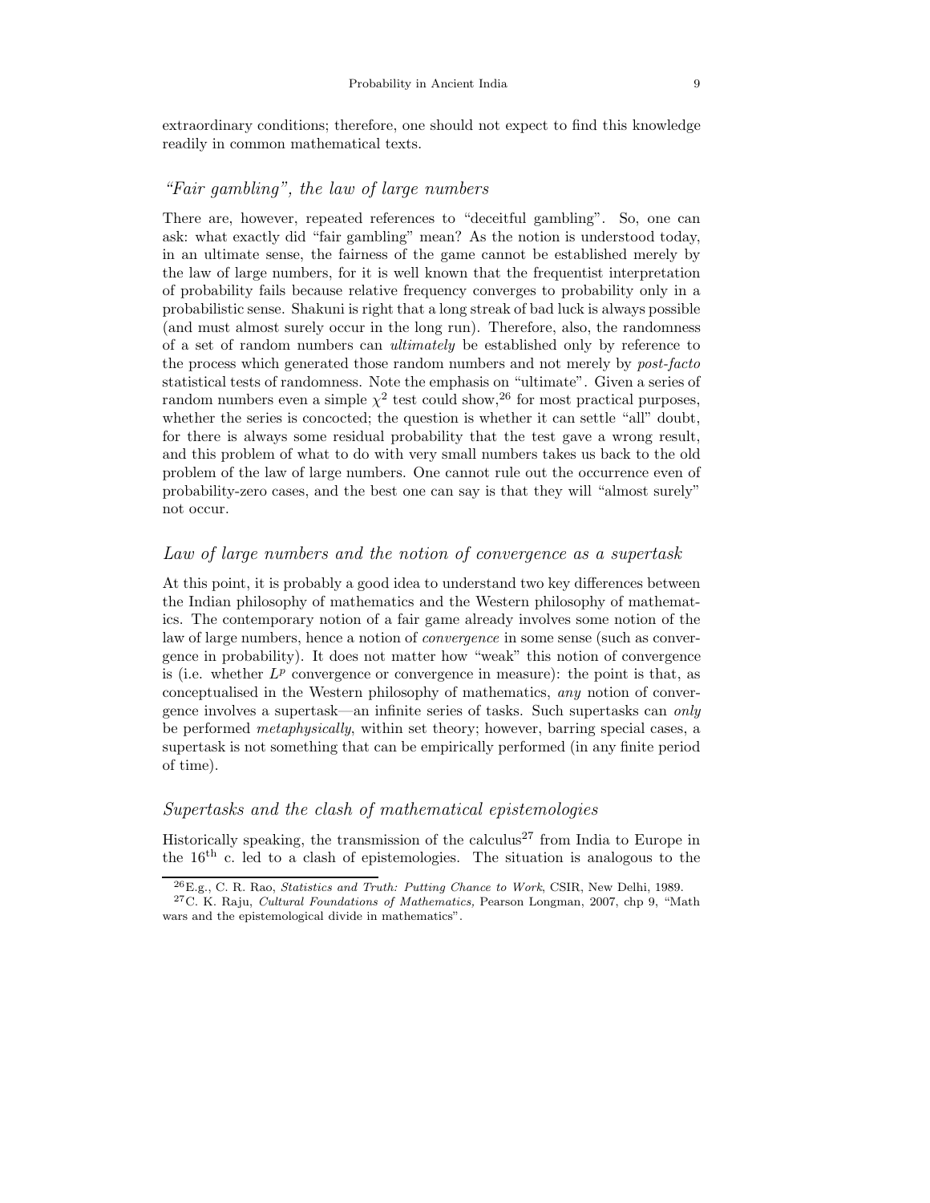extraordinary conditions; therefore, one should not expect to find this knowledge readily in common mathematical texts.

### *"Fair gambling", the law of large numbers*

There are, however, repeated references to "deceitful gambling". So, one can ask: what exactly did "fair gambling" mean? As the notion is understood today, in an ultimate sense, the fairness of the game cannot be established merely by the law of large numbers, for it is well known that the frequentist interpretation of probability fails because relative frequency converges to probability only in a probabilistic sense. Shakuni is right that a long streak of bad luck is always possible (and must almost surely occur in the long run). Therefore, also, the randomness of a set of random numbers can *ultimately* be established only by reference to the process which generated those random numbers and not merely by *post-facto* statistical tests of randomness. Note the emphasis on "ultimate". Given a series of random numbers even a simple $\chi^2$ test could show,[26] for most practical purposes, whether the series is concocted; the question is whether it can settle "all" doubt, for there is always some residual probability that the test gave a wrong result, and this problem of what to do with very small numbers takes us back to the old problem of the law of large numbers. One cannot rule out the occurrence even of probability-zero cases, and the best one can say is that they will "almost surely" not occur.

### *Law of large numbers and the notion of convergence as a supertask*

At this point, it is probably a good idea to understand two key differences between the Indian philosophy of mathematics and the Western philosophy of mathematics. The contemporary notion of a fair game already involves some notion of the law of large numbers, hence a notion of *convergence* in some sense (such as convergence in probability). It does not matter how "weak" this notion of convergence is (i.e. whether $L^p$ convergence or convergence in measure): the point is that, as conceptualised in the Western philosophy of mathematics, *any* notion of convergence involves a supertask—an infinite series of tasks. Such supertasks can *only* be performed *metaphysically*, within set theory; however, barring special cases, a supertask is not something that can be empirically performed (in any finite period of time).

### *Supertasks and the clash of mathematical epistemologies*

Historically speaking, the transmission of the calculus[27] from India to Europe in the 16th c. led to a clash of epistemologies. The situation is analogous to the

[26] E.g., C. R. Rao, *Statistics and Truth: Putting Chance to Work*, CSIR, New Delhi, 1989.

[27] C. K. Raju, *Cultural Foundations of Mathematics,* Pearson Longman, 2007, chp 9, "Math wars and the epistemological divide in mathematics".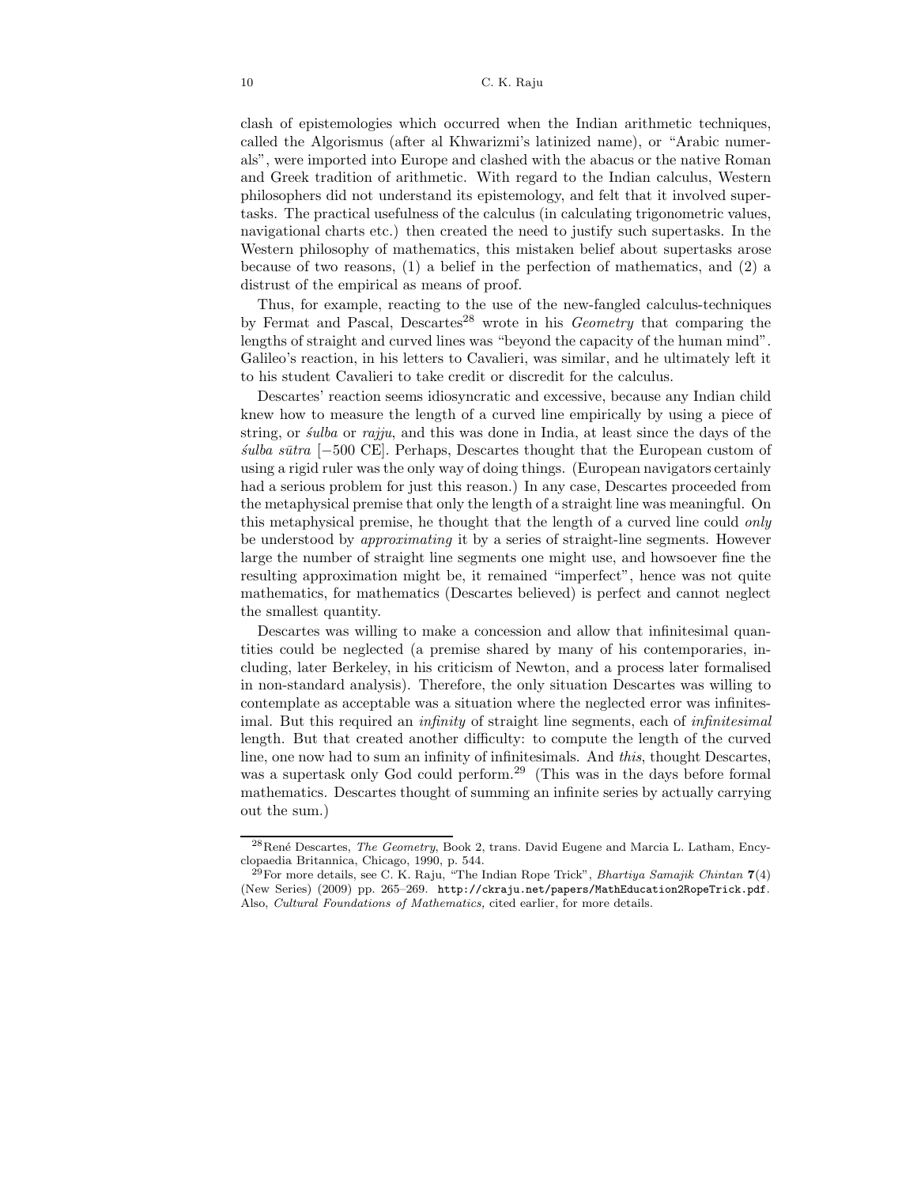clash of epistemologies which occurred when the Indian arithmetic techniques, called the Algorismus (after al Khwarizmi's latinized name), or "Arabic numerals", were imported into Europe and clashed with the abacus or the native Roman and Greek tradition of arithmetic. With regard to the Indian calculus, Western philosophers did not understand its epistemology, and felt that it involved supertasks. The practical usefulness of the calculus (in calculating trigonometric values, navigational charts etc.) then created the need to justify such supertasks. In the Western philosophy of mathematics, this mistaken belief about supertasks arose because of two reasons, (1) a belief in the perfection of mathematics, and (2) a distrust of the empirical as means of proof.

Thus, for example, reacting to the use of the new-fangled calculus-techniques by Fermat and Pascal, Descartes[28] wrote in his *Geometry* that comparing the lengths of straight and curved lines was "beyond the capacity of the human mind". Galileo's reaction, in his letters to Cavalieri, was similar, and he ultimately left it to his student Cavalieri to take credit or discredit for the calculus.

Descartes' reaction seems idiosyncratic and excessive, because any Indian child knew how to measure the length of a curved line empirically by using a piece of string, or *śulba* or *rajju*, and this was done in India, at least since the days of the *śulba sūtra* [−500 CE]. Perhaps, Descartes thought that the European custom of using a rigid ruler was the only way of doing things. (European navigators certainly had a serious problem for just this reason.) In any case, Descartes proceeded from the metaphysical premise that only the length of a straight line was meaningful. On this metaphysical premise, he thought that the length of a curved line could *only* be understood by *approximating* it by a series of straight-line segments. However large the number of straight line segments one might use, and howsoever fine the resulting approximation might be, it remained "imperfect", hence was not quite mathematics, for mathematics (Descartes believed) is perfect and cannot neglect the smallest quantity.

Descartes was willing to make a concession and allow that infinitesimal quantities could be neglected (a premise shared by many of his contemporaries, including, later Berkeley, in his criticism of Newton, and a process later formalised in non-standard analysis). Therefore, the only situation Descartes was willing to contemplate as acceptable was a situation where the neglected error was infinitesimal. But this required an *infinity* of straight line segments, each of *infinitesimal* length. But that created another difficulty: to compute the length of the curved line, one now had to sum an infinity of infinitesimals. And *this*, thought Descartes, was a supertask only God could perform.[29] (This was in the days before formal mathematics. Descartes thought of summing an infinite series by actually carrying out the sum.)

---

[28] René Descartes, *The Geometry*, Book 2, trans. David Eugene and Marcia L. Latham, Encyclopaedia Britannica, Chicago, 1990, p. 544.

[29] For more details, see C. K. Raju, "The Indian Rope Trick", *Bhartiya Samajik Chintan* **7**(4) (New Series) (2009) pp. 265–269. `http://ckraju.net/papers/MathEducation2RopeTrick.pdf`. Also, *Cultural Foundations of Mathematics,* cited earlier, for more details.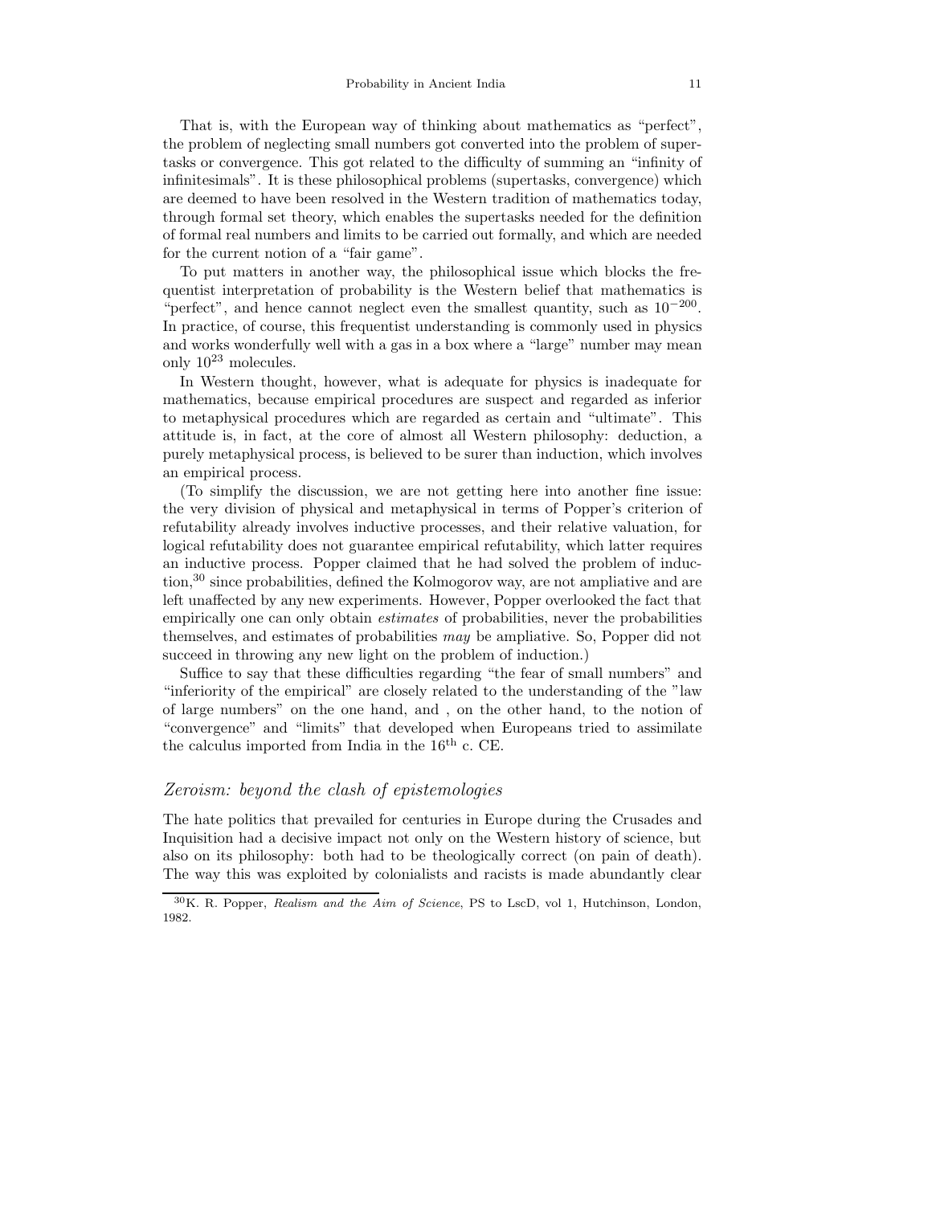That is, with the European way of thinking about mathematics as "perfect", the problem of neglecting small numbers got converted into the problem of supertasks or convergence. This got related to the difficulty of summing an "infinity of infinitesimals". It is these philosophical problems (supertasks, convergence) which are deemed to have been resolved in the Western tradition of mathematics today, through formal set theory, which enables the supertasks needed for the definition of formal real numbers and limits to be carried out formally, and which are needed for the current notion of a "fair game".

To put matters in another way, the philosophical issue which blocks the frequentist interpretation of probability is the Western belief that mathematics is "perfect", and hence cannot neglect even the smallest quantity, such as $10^{-200}$. In practice, of course, this frequentist understanding is commonly used in physics and works wonderfully well with a gas in a box where a "large" number may mean only $10^{23}$ molecules.

In Western thought, however, what is adequate for physics is inadequate for mathematics, because empirical procedures are suspect and regarded as inferior to metaphysical procedures which are regarded as certain and "ultimate". This attitude is, in fact, at the core of almost all Western philosophy: deduction, a purely metaphysical process, is believed to be surer than induction, which involves an empirical process.

(To simplify the discussion, we are not getting here into another fine issue: the very division of physical and metaphysical in terms of Popper's criterion of refutability already involves inductive processes, and their relative valuation, for logical refutability does not guarantee empirical refutability, which latter requires an inductive process. Popper claimed that he had solved the problem of induction,[30] since probabilities, defined the Kolmogorov way, are not ampliative and are left unaffected by any new experiments. However, Popper overlooked the fact that empirically one can only obtain *estimates* of probabilities, never the probabilities themselves, and estimates of probabilities *may* be ampliative. So, Popper did not succeed in throwing any new light on the problem of induction.)

Suffice to say that these difficulties regarding "the fear of small numbers" and "inferiority of the empirical" are closely related to the understanding of the "law of large numbers" on the one hand, and , on the other hand, to the notion of "convergence" and "limits" that developed when Europeans tried to assimilate the calculus imported from India in the 16th c. CE.

## *Zeroism: beyond the clash of epistemologies*

The hate politics that prevailed for centuries in Europe during the Crusades and Inquisition had a decisive impact not only on the Western history of science, but also on its philosophy: both had to be theologically correct (on pain of death). The way this was exploited by colonialists and racists is made abundantly clear

[30] K. R. Popper, *Realism and the Aim of Science*, PS to LscD, vol 1, Hutchinson, London, 1982.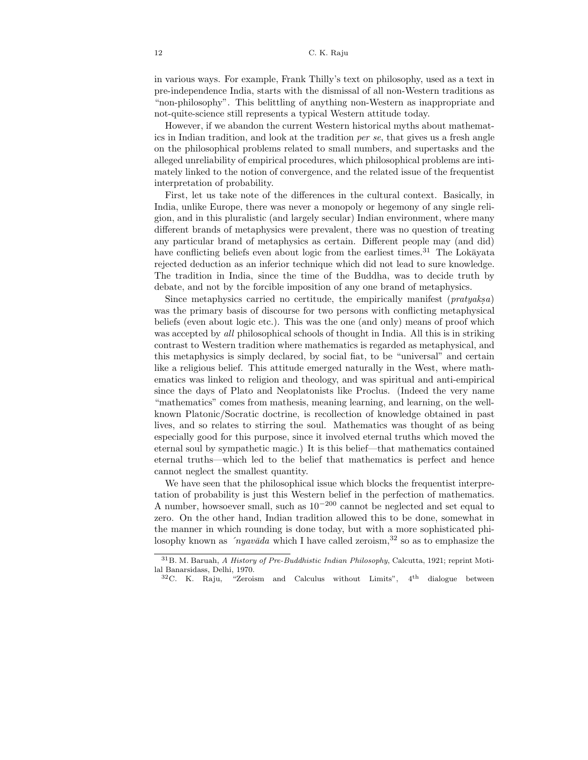in various ways. For example, Frank Thilly's text on philosophy, used as a text in pre-independence India, starts with the dismissal of all non-Western traditions as "non-philosophy". This belittling of anything non-Western as inappropriate and not-quite-science still represents a typical Western attitude today.

However, if we abandon the current Western historical myths about mathematics in Indian tradition, and look at the tradition *per se*, that gives us a fresh angle on the philosophical problems related to small numbers, and supertasks and the alleged unreliability of empirical procedures, which philosophical problems are intimately linked to the notion of convergence, and the related issue of the frequentist interpretation of probability.

First, let us take note of the differences in the cultural context. Basically, in India, unlike Europe, there was never a monopoly or hegemony of any single religion, and in this pluralistic (and largely secular) Indian environment, where many different brands of metaphysics were prevalent, there was no question of treating any particular brand of metaphysics as certain. Different people may (and did) have conflicting beliefs even about logic from the earliest times.[31] The Lokāyata rejected deduction as an inferior technique which did not lead to sure knowledge. The tradition in India, since the time of the Buddha, was to decide truth by debate, and not by the forcible imposition of any one brand of metaphysics.

Since metaphysics carried no certitude, the empirically manifest (*pratyakṣa*) was the primary basis of discourse for two persons with conflicting metaphysical beliefs (even about logic etc.). This was the one (and only) means of proof which was accepted by *all* philosophical schools of thought in India. All this is in striking contrast to Western tradition where mathematics is regarded as metaphysical, and this metaphysics is simply declared, by social fiat, to be "universal" and certain like a religious belief. This attitude emerged naturally in the West, where mathematics was linked to religion and theology, and was spiritual and anti-empirical since the days of Plato and Neoplatonists like Proclus. (Indeed the very name "mathematics" comes from mathesis, meaning learning, and learning, on the well-known Platonic/Socratic doctrine, is recollection of knowledge obtained in past lives, and so relates to stirring the soul. Mathematics was thought of as being especially good for this purpose, since it involved eternal truths which moved the eternal soul by sympathetic magic.) It is this belief—that mathematics contained eternal truths—which led to the belief that mathematics is perfect and hence cannot neglect the smallest quantity.

We have seen that the philosophical issue which blocks the frequentist interpretation of probability is just this Western belief in the perfection of mathematics. A number, howsoever small, such as $10^{-200}$ cannot be neglected and set equal to zero. On the other hand, Indian tradition allowed this to be done, somewhat in the manner in which rounding is done today, but with a more sophisticated philosophy known as śūnyavāda which I have called zeroism,[32] so as to emphasize the

[31] B. M. Baruah, *A History of Pre-Buddhistic Indian Philosophy*, Calcutta, 1921; reprint Motilal Banarsidass, Delhi, 1970.

[32] C. K. Raju, "Zeroism and Calculus without Limits", 4th dialogue between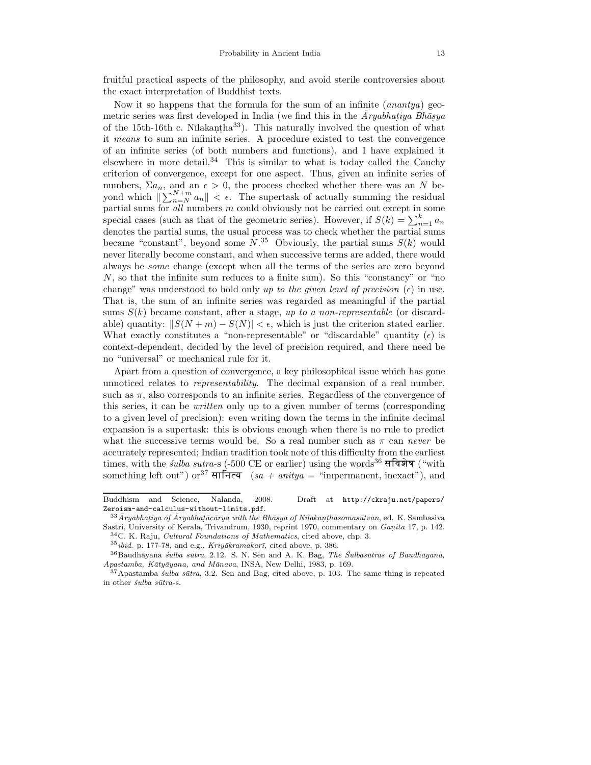fruitful practical aspects of the philosophy, and avoid sterile controversies about the exact interpretation of Buddhist texts.

Now it so happens that the formula for the sum of an infinite (*anantya*) geometric series was first developed in India (we find this in the *Āryabhaṭiya Bhāṣya* of the 15th-16th c. Nīlakaṇṭha[33]). This naturally involved the question of what it *means* to sum an infinite series. A procedure existed to test the convergence of an infinite series (of both numbers and functions), and I have explained it elsewhere in more detail.[34] This is similar to what is today called the Cauchy criterion of convergence, except for one aspect. Thus, given an infinite series of numbers, $\Sigma a_n$, and an $\epsilon > 0$, the process checked whether there was an $N$ beyond which $\| \sum_{n=N}^{N+m} a_n \| < \epsilon$. The supertask of actually summing the residual partial sums for *all* numbers $m$ could obviously not be carried out except in some special cases (such as that of the geometric series). However, if $S(k) = \sum_{n=1}^{k} a_n$ denotes the partial sums, the usual process was to check whether the partial sums became "constant", beyond some $N$.[35] Obviously, the partial sums $S(k)$ would never literally become constant, and when successive terms are added, there would always be *some* change (except when all the terms of the series are zero beyond $N$, so that the infinite sum reduces to a finite sum). So this "constancy" or "no change" was understood to hold only *up to the given level of precision* ($\epsilon$) in use. That is, the sum of an infinite series was regarded as meaningful if the partial sums $S(k)$ became constant, after a stage, *up to a non-representable* (or discardable) quantity: $\|S(N+m) - S(N)| < \epsilon$, which is just the criterion stated earlier. What exactly constitutes a "non-representable" or "discardable" quantity ($\epsilon$) is context-dependent, decided by the level of precision required, and there need be no "universal" or mechanical rule for it.

Apart from a question of convergence, a key philosophical issue which has gone unnoticed relates to *representability*. The decimal expansion of a real number, such as $\pi$, also corresponds to an infinite series. Regardless of the convergence of this series, it can be *written* only up to a given number of terms (corresponding to a given level of precision): even writing down the terms in the infinite decimal expansion is a supertask: this is obvious enough when there is no rule to predict what the successive terms would be. So a real number such as $\pi$ can *never* be accurately represented; Indian tradition took note of this difficulty from the earliest times, with the *śulba sutra*-s (-500 CE or earlier) using the words[36] सविशेष ("with something left out") or[37] सानित्य ($sa$ + $anitya$ = "impermanent, inexact"), and

---

Buddhism and Science, Nalanda, 2008. Draft at `http://ckraju.net/papers/Zeroism-and-calculus-without-limits.pdf`.

[33] *Āryabhaṭīya of Āryabhaṭācārya with the Bhāṣya of Nīlakaṇṭhasomasūtvan*, ed. K. Sambasiva Sastri, University of Kerala, Trivandrum, 1930, reprint 1970, commentary on *Gaṇita* 17, p. 142.

[34] C. K. Raju, *Cultural Foundations of Mathematics*, cited above, chp. 3.

[35] *ibid.* p. 177-78, and e.g., *Kriyākramakarī,* cited above, p. 386.

[36] Baudhāyana *śulba sūtra*, 2.12. S. N. Sen and A. K. Bag, *The Śulbasūtras of Baudhāyana, Apastamba, Kātyāyana, and Mānava*, INSA, New Delhi, 1983, p. 169.

[37] Apastamba *śulba sūtra*, 3.2. Sen and Bag, cited above, p. 103. The same thing is repeated in other *śulba sūtra*-s.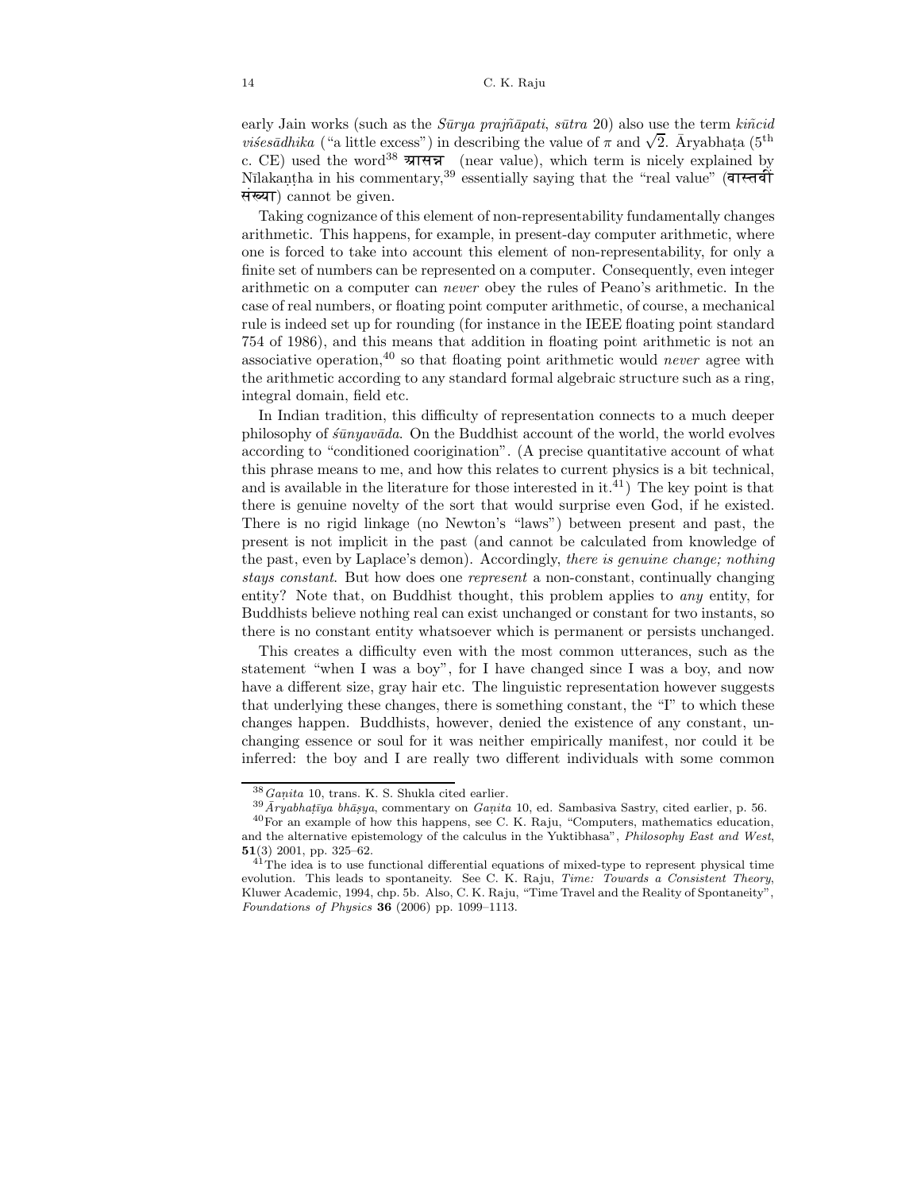early Jain works (such as the *Sūrya prajñāpati*, *sūtra* 20) also use the term *kiñcid viśesādhika* ("a little excess") in describing the value of $\pi$ and $\sqrt{2}$. Āryabhaṭa (5th c. CE) used the word[38] आसन्न (near value), which term is nicely explained by Nīlakaṇṭha in his commentary,[39] essentially saying that the "real value" (वास्तवी संख्या) cannot be given.

Taking cognizance of this element of non-representability fundamentally changes arithmetic. This happens, for example, in present-day computer arithmetic, where one is forced to take into account this element of non-representability, for only a finite set of numbers can be represented on a computer. Consequently, even integer arithmetic on a computer can *never* obey the rules of Peano's arithmetic. In the case of real numbers, or floating point computer arithmetic, of course, a mechanical rule is indeed set up for rounding (for instance in the IEEE floating point standard 754 of 1986), and this means that addition in floating point arithmetic is not an associative operation,[40] so that floating point arithmetic would *never* agree with the arithmetic according to any standard formal algebraic structure such as a ring, integral domain, field etc.

In Indian tradition, this difficulty of representation connects to a much deeper philosophy of *śūnyavāda*. On the Buddhist account of the world, the world evolves according to "conditioned coorigination". (A precise quantitative account of what this phrase means to me, and how this relates to current physics is a bit technical, and is available in the literature for those interested in it.[41]) The key point is that there is genuine novelty of the sort that would surprise even God, if he existed. There is no rigid linkage (no Newton's "laws") between present and past, the present is not implicit in the past (and cannot be calculated from knowledge of the past, even by Laplace's demon). Accordingly, *there is genuine change; nothing stays constant*. But how does one *represent* a non-constant, continually changing entity? Note that, on Buddhist thought, this problem applies to *any* entity, for Buddhists believe nothing real can exist unchanged or constant for two instants, so there is no constant entity whatsoever which is permanent or persists unchanged.

This creates a difficulty even with the most common utterances, such as the statement "when I was a boy", for I have changed since I was a boy, and now have a different size, gray hair etc. The linguistic representation however suggests that underlying these changes, there is something constant, the "I" to which these changes happen. Buddhists, however, denied the existence of any constant, unchanging essence or soul for it was neither empirically manifest, nor could it be inferred: the boy and I are really two different individuals with some common

---

[38] *Gaṇita* 10, trans. K. S. Shukla cited earlier.

[39] *Āryabhaṭīya bhāṣya*, commentary on *Gaṇita* 10, ed. Sambasiva Sastry, cited earlier, p. 56.

[40] For an example of how this happens, see C. K. Raju, "Computers, mathematics education, and the alternative epistemology of the calculus in the Yuktibhasa", *Philosophy East and West*, **51**(3) 2001, pp. 325–62.

[41] The idea is to use functional differential equations of mixed-type to represent physical time evolution. This leads to spontaneity. See C. K. Raju, *Time: Towards a Consistent Theory*, Kluwer Academic, 1994, chp. 5b. Also, C. K. Raju, "Time Travel and the Reality of Spontaneity", *Foundations of Physics* **36** (2006) pp. 1099–1113.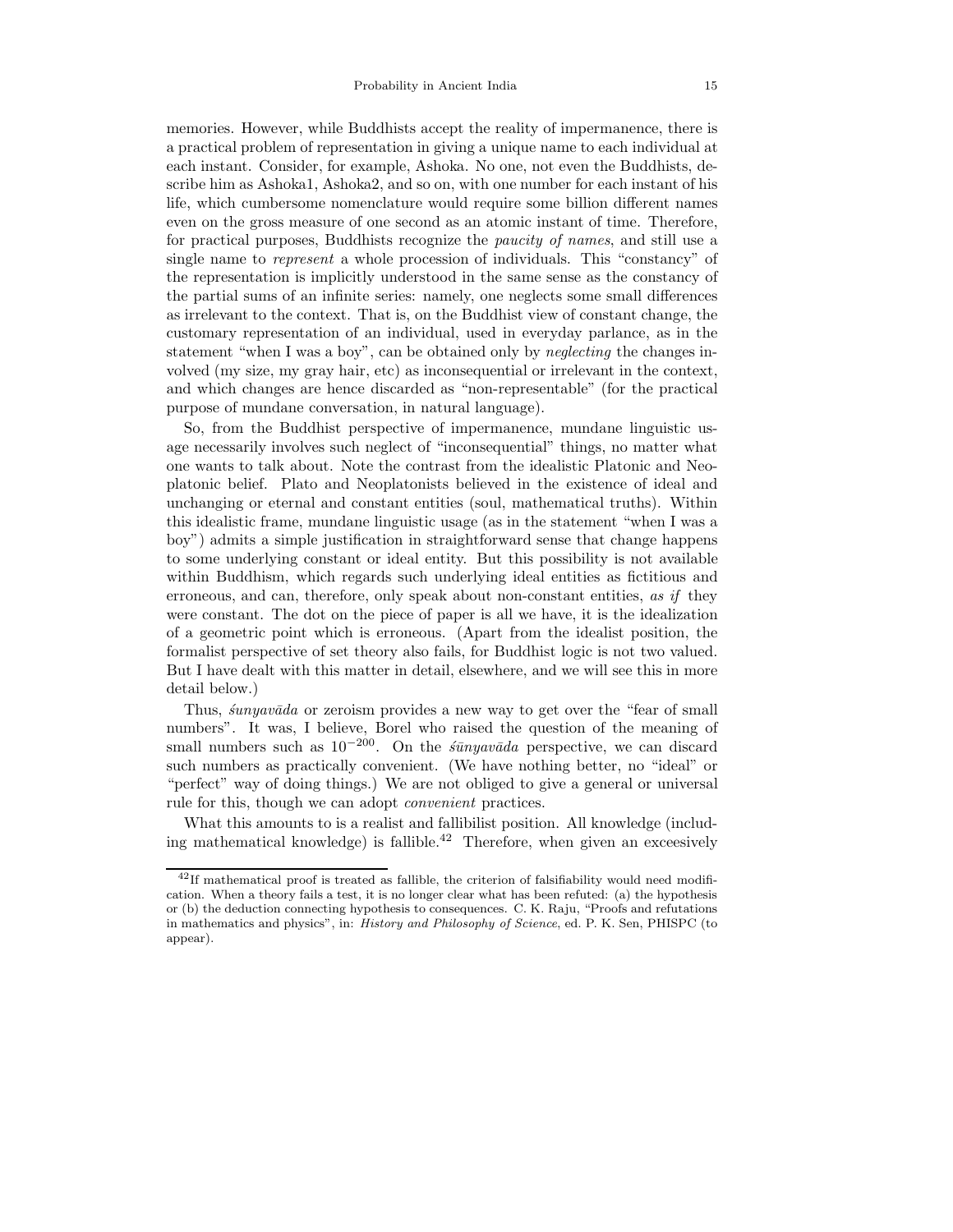memories. However, while Buddhists accept the reality of impermanence, there is a practical problem of representation in giving a unique name to each individual at each instant. Consider, for example, Ashoka. No one, not even the Buddhists, describe him as Ashoka1, Ashoka2, and so on, with one number for each instant of his life, which cumbersome nomenclature would require some billion different names even on the gross measure of one second as an atomic instant of time. Therefore, for practical purposes, Buddhists recognize the *paucity of names*, and still use a single name to *represent* a whole procession of individuals. This "constancy" of the representation is implicitly understood in the same sense as the constancy of the partial sums of an infinite series: namely, one neglects some small differences as irrelevant to the context. That is, on the Buddhist view of constant change, the customary representation of an individual, used in everyday parlance, as in the statement "when I was a boy", can be obtained only by *neglecting* the changes involved (my size, my gray hair, etc) as inconsequential or irrelevant in the context, and which changes are hence discarded as "non-representable" (for the practical purpose of mundane conversation, in natural language).

So, from the Buddhist perspective of impermanence, mundane linguistic usage necessarily involves such neglect of "inconsequential" things, no matter what one wants to talk about. Note the contrast from the idealistic Platonic and Neoplatonic belief. Plato and Neoplatonists believed in the existence of ideal and unchanging or eternal and constant entities (soul, mathematical truths). Within this idealistic frame, mundane linguistic usage (as in the statement "when I was a boy") admits a simple justification in straightforward sense that change happens to some underlying constant or ideal entity. But this possibility is not available within Buddhism, which regards such underlying ideal entities as fictitious and erroneous, and can, therefore, only speak about non-constant entities, *as if* they were constant. The dot on the piece of paper is all we have, it is the idealization of a geometric point which is erroneous. (Apart from the idealist position, the formalist perspective of set theory also fails, for Buddhist logic is not two valued. But I have dealt with this matter in detail, elsewhere, and we will see this in more detail below.)

Thus, *śunyavāda* or zeroism provides a new way to get over the "fear of small numbers". It was, I believe, Borel who raised the question of the meaning of small numbers such as $10^{-200}$. On the *śūnyavāda* perspective, we can discard such numbers as practically convenient. (We have nothing better, no "ideal" or "perfect" way of doing things.) We are not obliged to give a general or universal rule for this, though we can adopt *convenient* practices.

What this amounts to is a realist and fallibilist position. All knowledge (including mathematical knowledge) is fallible.[42] Therefore, when given an exceesively

---

[42] If mathematical proof is treated as fallible, the criterion of falsifiability would need modification. When a theory fails a test, it is no longer clear what has been refuted: (a) the hypothesis or (b) the deduction connecting hypothesis to consequences. C. K. Raju, "Proofs and refutations in mathematics and physics", in: *History and Philosophy of Science*, ed. P. K. Sen, PHISPC (to appear).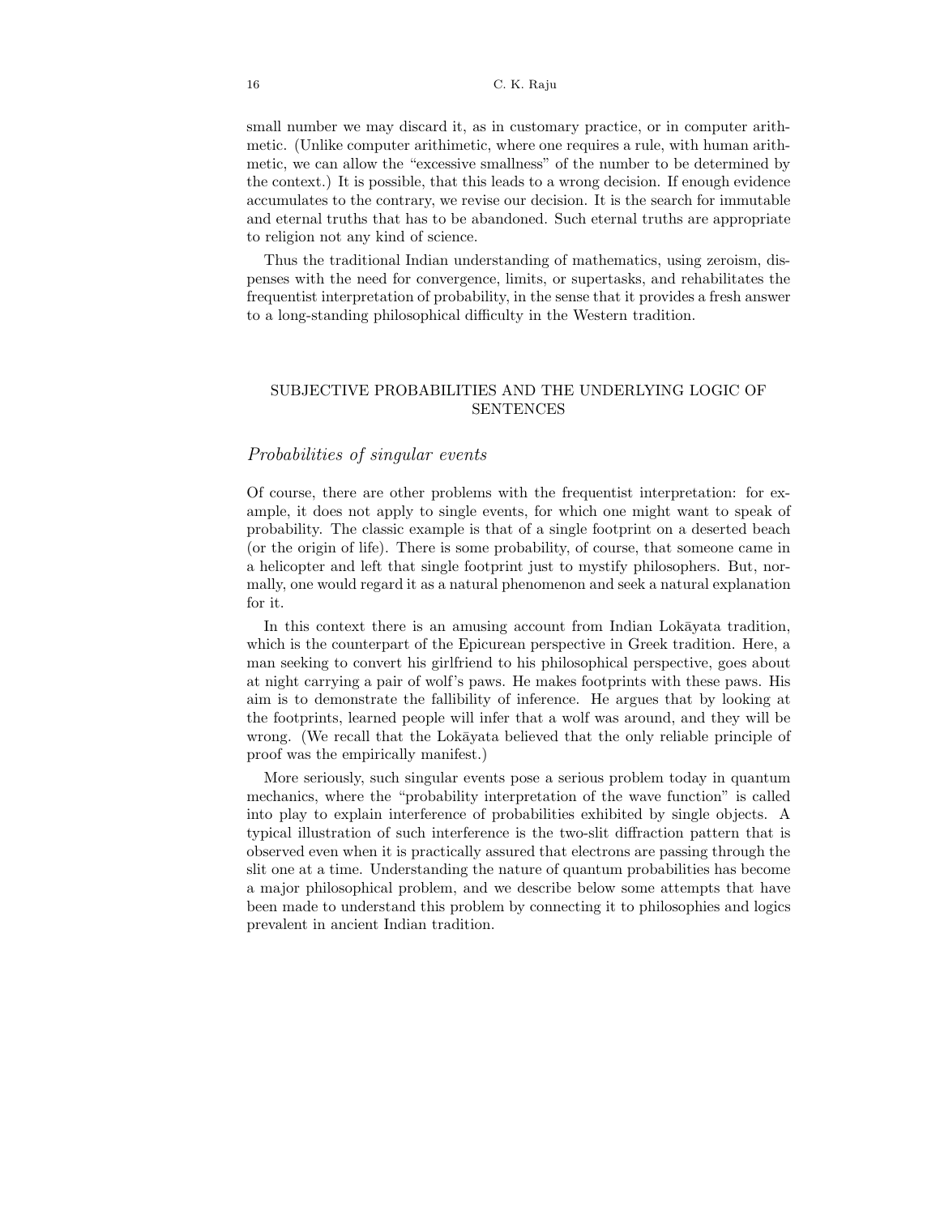small number we may discard it, as in customary practice, or in computer arithmetic. (Unlike computer arithimetic, where one requires a rule, with human arithmetic, we can allow the "excessive smallness" of the number to be determined by the context.) It is possible, that this leads to a wrong decision. If enough evidence accumulates to the contrary, we revise our decision. It is the search for immutable and eternal truths that has to be abandoned. Such eternal truths are appropriate to religion not any kind of science.

Thus the traditional Indian understanding of mathematics, using zeroism, dispenses with the need for convergence, limits, or supertasks, and rehabilitates the frequentist interpretation of probability, in the sense that it provides a fresh answer to a long-standing philosophical difficulty in the Western tradition.

## SUBJECTIVE PROBABILITIES AND THE UNDERLYING LOGIC OF SENTENCES

### *Probabilities of singular events*

Of course, there are other problems with the frequentist interpretation: for example, it does not apply to single events, for which one might want to speak of probability. The classic example is that of a single footprint on a deserted beach (or the origin of life). There is some probability, of course, that someone came in a helicopter and left that single footprint just to mystify philosophers. But, normally, one would regard it as a natural phenomenon and seek a natural explanation for it.

In this context there is an amusing account from Indian Lokāyata tradition, which is the counterpart of the Epicurean perspective in Greek tradition. Here, a man seeking to convert his girlfriend to his philosophical perspective, goes about at night carrying a pair of wolf's paws. He makes footprints with these paws. His aim is to demonstrate the fallibility of inference. He argues that by looking at the footprints, learned people will infer that a wolf was around, and they will be wrong. (We recall that the Lokāyata believed that the only reliable principle of proof was the empirically manifest.)

More seriously, such singular events pose a serious problem today in quantum mechanics, where the "probability interpretation of the wave function" is called into play to explain interference of probabilities exhibited by single objects. A typical illustration of such interference is the two-slit diffraction pattern that is observed even when it is practically assured that electrons are passing through the slit one at a time. Understanding the nature of quantum probabilities has become a major philosophical problem, and we describe below some attempts that have been made to understand this problem by connecting it to philosophies and logics prevalent in ancient Indian tradition.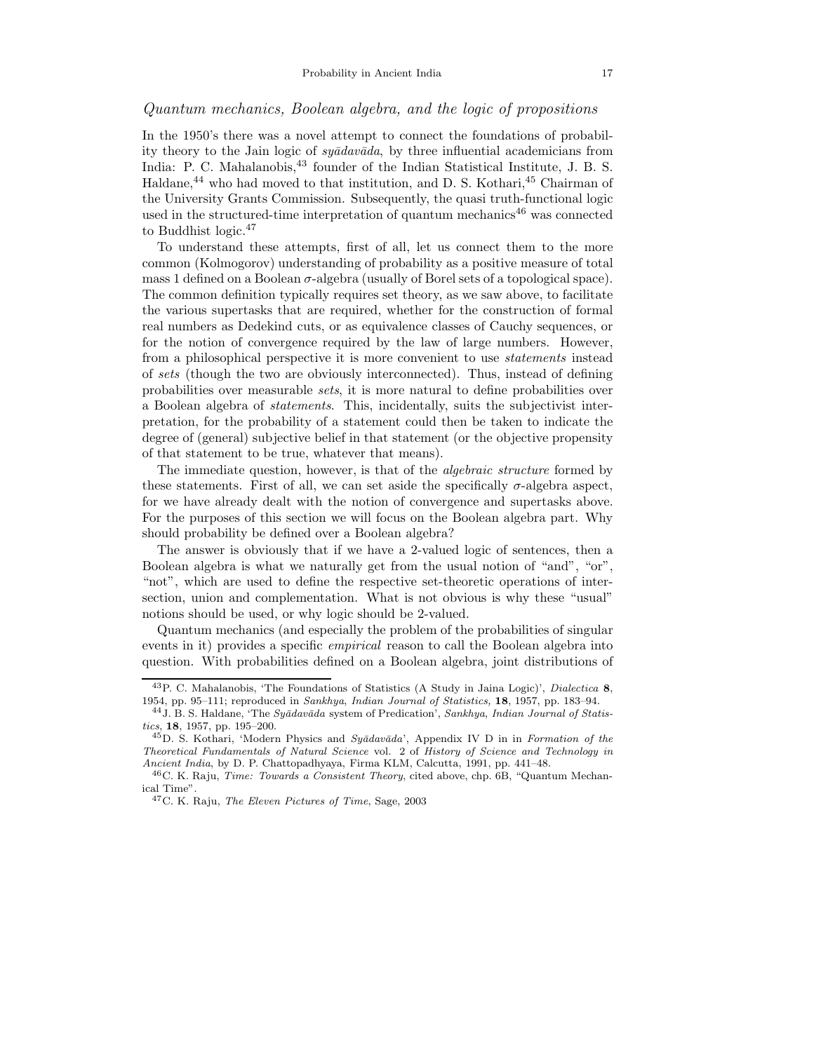### *Quantum mechanics, Boolean algebra, and the logic of propositions*

In the 1950's there was a novel attempt to connect the foundations of probability theory to the Jain logic of *syādavāda*, by three influential academicians from India: P. C. Mahalanobis,[43] founder of the Indian Statistical Institute, J. B. S. Haldane,[44] who had moved to that institution, and D. S. Kothari,[45] Chairman of the University Grants Commission. Subsequently, the quasi truth-functional logic used in the structured-time interpretation of quantum mechanics[46] was connected to Buddhist logic.[47]

To understand these attempts, first of all, let us connect them to the more common (Kolmogorov) understanding of probability as a positive measure of total mass 1 defined on a Boolean $\sigma$-algebra (usually of Borel sets of a topological space). The common definition typically requires set theory, as we saw above, to facilitate the various supertasks that are required, whether for the construction of formal real numbers as Dedekind cuts, or as equivalence classes of Cauchy sequences, or for the notion of convergence required by the law of large numbers. However, from a philosophical perspective it is more convenient to use *statements* instead of *sets* (though the two are obviously interconnected). Thus, instead of defining probabilities over measurable *sets*, it is more natural to define probabilities over a Boolean algebra of *statements*. This, incidentally, suits the subjectivist interpretation, for the probability of a statement could then be taken to indicate the degree of (general) subjective belief in that statement (or the objective propensity of that statement to be true, whatever that means).

The immediate question, however, is that of the *algebraic structure* formed by these statements. First of all, we can set aside the specifically $\sigma$-algebra aspect, for we have already dealt with the notion of convergence and supertasks above. For the purposes of this section we will focus on the Boolean algebra part. Why should probability be defined over a Boolean algebra?

The answer is obviously that if we have a 2-valued logic of sentences, then a Boolean algebra is what we naturally get from the usual notion of "and", "or", "not", which are used to define the respective set-theoretic operations of intersection, union and complementation. What is not obvious is why these "usual" notions should be used, or why logic should be 2-valued.

Quantum mechanics (and especially the problem of the probabilities of singular events in it) provides a specific *empirical* reason to call the Boolean algebra into question. With probabilities defined on a Boolean algebra, joint distributions of

---

[43] P. C. Mahalanobis, 'The Foundations of Statistics (A Study in Jaina Logic)', *Dialectica* **8**, 1954, pp. 95–111; reproduced in *Sankhya, Indian Journal of Statistics,* **18**, 1957, pp. 183–94.

[44] J. B. S. Haldane, 'The *Syādavāda* system of Predication', *Sankhya, Indian Journal of Statistics,* **18**, 1957, pp. 195–200.

[45] D. S. Kothari, 'Modern Physics and *Syādavāda*', Appendix IV D in in *Formation of the Theoretical Fundamentals of Natural Science* vol. 2 of *History of Science and Technology in Ancient India*, by D. P. Chattopadhyaya, Firma KLM, Calcutta, 1991, pp. 441–48.

[46] C. K. Raju, *Time: Towards a Consistent Theory*, cited above, chp. 6B, "Quantum Mechanical Time".

[47] C. K. Raju, *The Eleven Pictures of Time*, Sage, 2003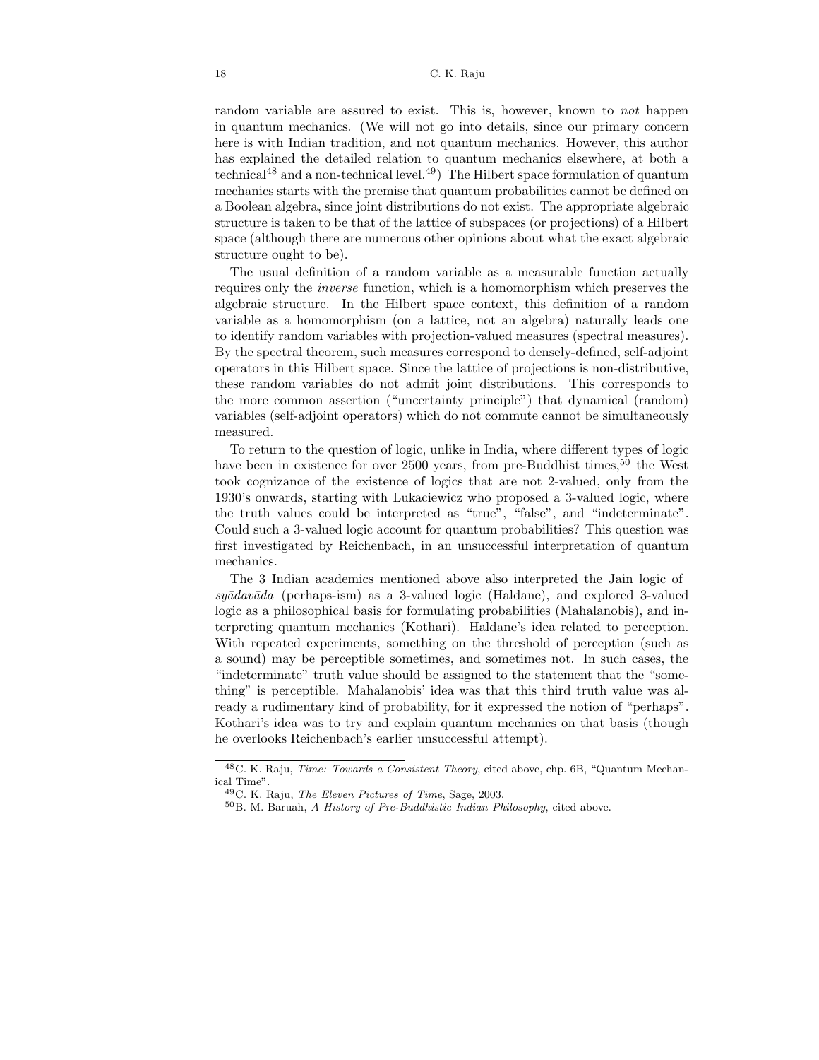random variable are assured to exist. This is, however, known to *not* happen in quantum mechanics. (We will not go into details, since our primary concern here is with Indian tradition, and not quantum mechanics. However, this author has explained the detailed relation to quantum mechanics elsewhere, at both a technical[48] and a non-technical level.[49]) The Hilbert space formulation of quantum mechanics starts with the premise that quantum probabilities cannot be defined on a Boolean algebra, since joint distributions do not exist. The appropriate algebraic structure is taken to be that of the lattice of subspaces (or projections) of a Hilbert space (although there are numerous other opinions about what the exact algebraic structure ought to be).

The usual definition of a random variable as a measurable function actually requires only the *inverse* function, which is a homomorphism which preserves the algebraic structure. In the Hilbert space context, this definition of a random variable as a homomorphism (on a lattice, not an algebra) naturally leads one to identify random variables with projection-valued measures (spectral measures). By the spectral theorem, such measures correspond to densely-defined, self-adjoint operators in this Hilbert space. Since the lattice of projections is non-distributive, these random variables do not admit joint distributions. This corresponds to the more common assertion ("uncertainty principle") that dynamical (random) variables (self-adjoint operators) which do not commute cannot be simultaneously measured.

To return to the question of logic, unlike in India, where different types of logic have been in existence for over 2500 years, from pre-Buddhist times,[50] the West took cognizance of the existence of logics that are not 2-valued, only from the 1930's onwards, starting with Lukaciewicz who proposed a 3-valued logic, where the truth values could be interpreted as "true", "false", and "indeterminate". Could such a 3-valued logic account for quantum probabilities? This question was first investigated by Reichenbach, in an unsuccessful interpretation of quantum mechanics.

The 3 Indian academics mentioned above also interpreted the Jain logic of *syādavāda* (perhaps-ism) as a 3-valued logic (Haldane), and explored 3-valued logic as a philosophical basis for formulating probabilities (Mahalanobis), and interpreting quantum mechanics (Kothari). Haldane's idea related to perception. With repeated experiments, something on the threshold of perception (such as a sound) may be perceptible sometimes, and sometimes not. In such cases, the "indeterminate" truth value should be assigned to the statement that the "something" is perceptible. Mahalanobis' idea was that this third truth value was already a rudimentary kind of probability, for it expressed the notion of "perhaps". Kothari's idea was to try and explain quantum mechanics on that basis (though he overlooks Reichenbach's earlier unsuccessful attempt).

---

[48] C. K. Raju, *Time: Towards a Consistent Theory*, cited above, chp. 6B, "Quantum Mechanical Time".

[49] C. K. Raju, *The Eleven Pictures of Time*, Sage, 2003.

[50] B. M. Baruah, *A History of Pre-Buddhistic Indian Philosophy*, cited above.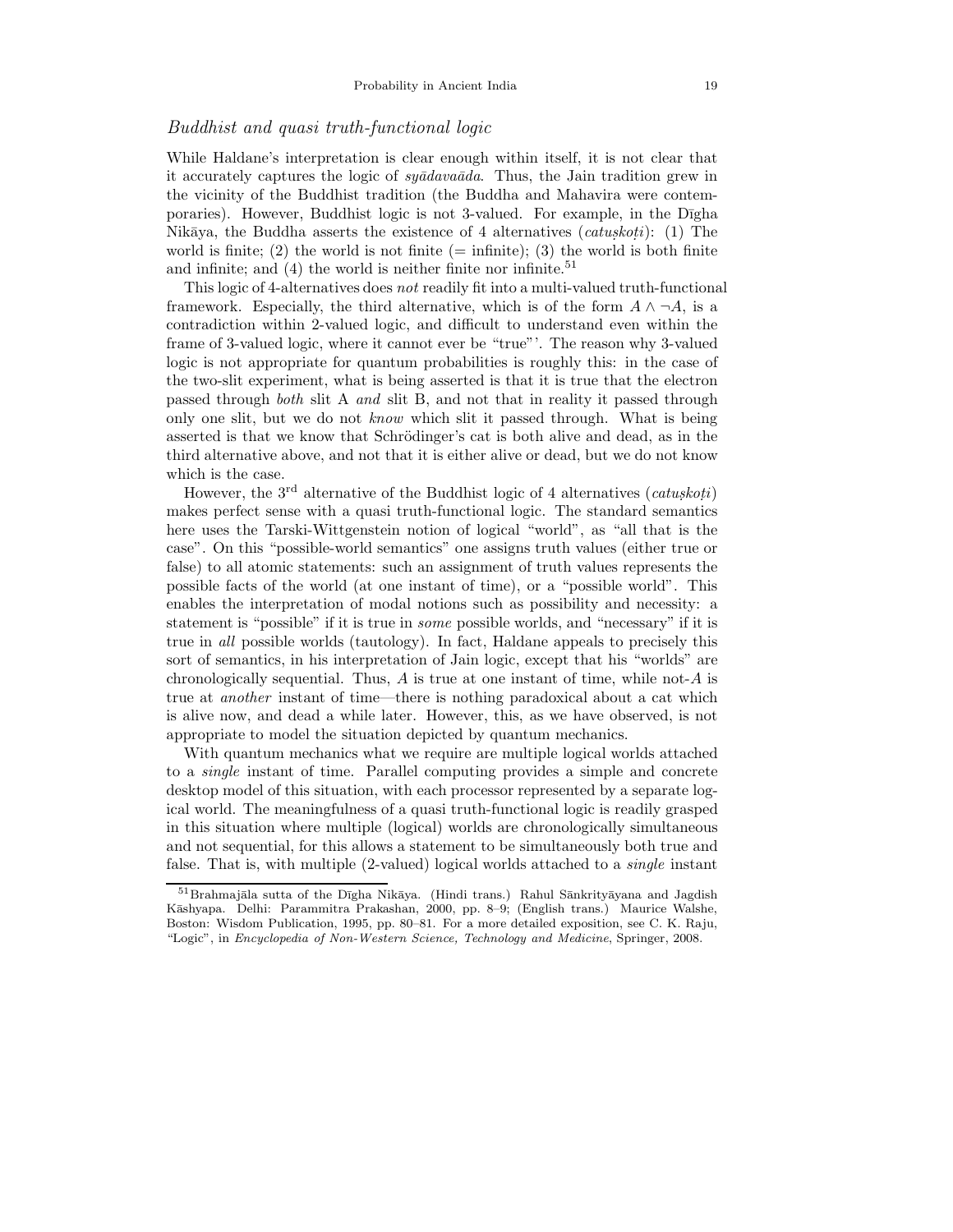### *Buddhist and quasi truth-functional logic*

While Haldane's interpretation is clear enough within itself, it is not clear that it accurately captures the logic of *syādavaāda*. Thus, the Jain tradition grew in the vicinity of the Buddhist tradition (the Buddha and Mahavira were contemporaries). However, Buddhist logic is not 3-valued. For example, in the Dīgha Nikāya, the Buddha asserts the existence of 4 alternatives (*catuṣkoṭi*): (1) The world is finite; (2) the world is not finite (= infinite); (3) the world is both finite and infinite; and (4) the world is neither finite nor infinite.[51]

This logic of 4-alternatives does *not* readily fit into a multi-valued truth-functional framework. Especially, the third alternative, which is of the form $A \wedge \neg A$, is a contradiction within 2-valued logic, and difficult to understand even within the frame of 3-valued logic, where it cannot ever be "true"'. The reason why 3-valued logic is not appropriate for quantum probabilities is roughly this: in the case of the two-slit experiment, what is being asserted is that it is true that the electron passed through *both* slit A *and* slit B, and not that in reality it passed through only one slit, but we do not *know* which slit it passed through. What is being asserted is that we know that Schrödinger's cat is both alive and dead, as in the third alternative above, and not that it is either alive or dead, but we do not know which is the case.

However, the 3rd alternative of the Buddhist logic of 4 alternatives (*catuṣkoṭi*) makes perfect sense with a quasi truth-functional logic. The standard semantics here uses the Tarski-Wittgenstein notion of logical "world", as "all that is the case". On this "possible-world semantics" one assigns truth values (either true or false) to all atomic statements: such an assignment of truth values represents the possible facts of the world (at one instant of time), or a "possible world". This enables the interpretation of modal notions such as possibility and necessity: a statement is "possible" if it is true in *some* possible worlds, and "necessary" if it is true in *all* possible worlds (tautology). In fact, Haldane appeals to precisely this sort of semantics, in his interpretation of Jain logic, except that his "worlds" are chronologically sequential. Thus, $A$ is true at one instant of time, while not-$A$ is true at *another* instant of time—there is nothing paradoxical about a cat which is alive now, and dead a while later. However, this, as we have observed, is not appropriate to model the situation depicted by quantum mechanics.

With quantum mechanics what we require are multiple logical worlds attached to a *single* instant of time. Parallel computing provides a simple and concrete desktop model of this situation, with each processor represented by a separate logical world. The meaningfulness of a quasi truth-functional logic is readily grasped in this situation where multiple (logical) worlds are chronologically simultaneous and not sequential, for this allows a statement to be simultaneously both true and false. That is, with multiple (2-valued) logical worlds attached to a *single* instant

[51] Brahmajāla sutta of the Dīgha Nikāya. (Hindi trans.) Rahul Sānkrityāyana and Jagdish Kāshyapa. Delhi: Parammitra Prakashan, 2000, pp. 8–9; (English trans.) Maurice Walshe, Boston: Wisdom Publication, 1995, pp. 80–81. For a more detailed exposition, see C. K. Raju, "Logic", in *Encyclopedia of Non-Western Science, Technology and Medicine*, Springer, 2008.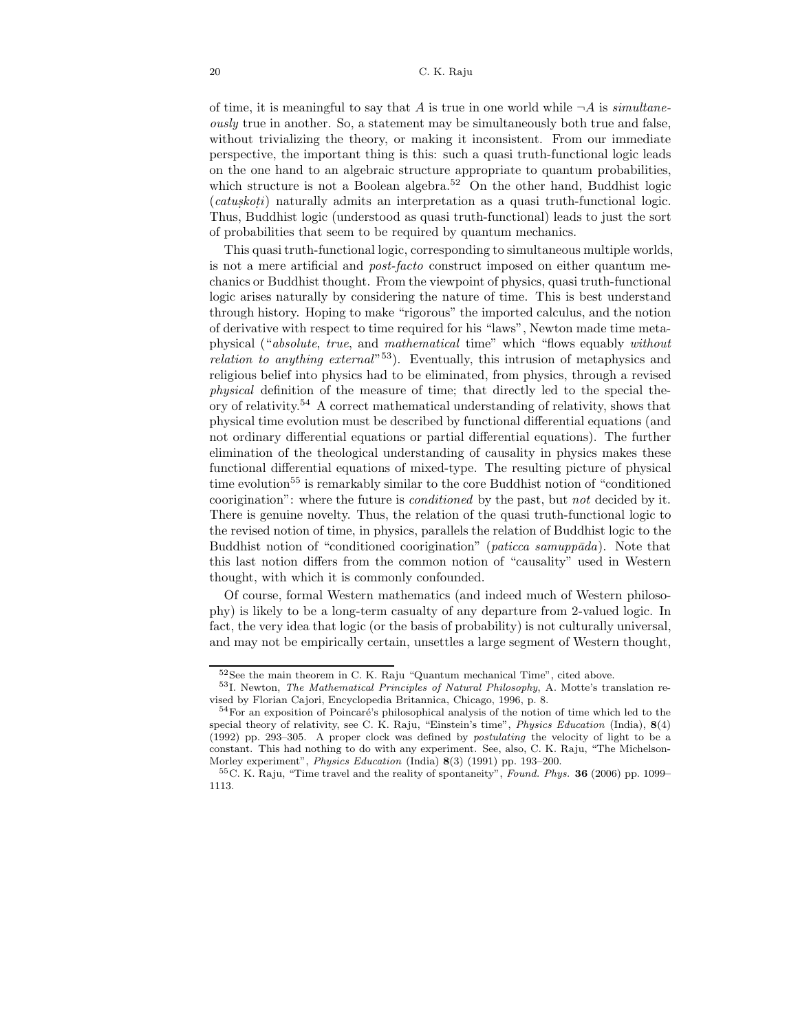of time, it is meaningful to say that $A$ is true in one world while $\neg A$ is *simultaneously* true in another. So, a statement may be simultaneously both true and false, without trivializing the theory, or making it inconsistent. From our immediate perspective, the important thing is this: such a quasi truth-functional logic leads on the one hand to an algebraic structure appropriate to quantum probabilities, which structure is not a Boolean algebra.[52] On the other hand, Buddhist logic (*catuṣkoṭi*) naturally admits an interpretation as a quasi truth-functional logic. Thus, Buddhist logic (understood as quasi truth-functional) leads to just the sort of probabilities that seem to be required by quantum mechanics.

This quasi truth-functional logic, corresponding to simultaneous multiple worlds, is not a mere artificial and *post-facto* construct imposed on either quantum mechanics or Buddhist thought. From the viewpoint of physics, quasi truth-functional logic arises naturally by considering the nature of time. This is best understand through history. Hoping to make "rigorous" the imported calculus, and the notion of derivative with respect to time required for his "laws", Newton made time metaphysical ("*absolute*, *true*, and *mathematical* time" which "flows equably *without relation to anything external*"[53]). Eventually, this intrusion of metaphysics and religious belief into physics had to be eliminated, from physics, through a revised *physical* definition of the measure of time; that directly led to the special theory of relativity.[54] A correct mathematical understanding of relativity, shows that physical time evolution must be described by functional differential equations (and not ordinary differential equations or partial differential equations). The further elimination of the theological understanding of causality in physics makes these functional differential equations of mixed-type. The resulting picture of physical time evolution[55] is remarkably similar to the core Buddhist notion of "conditioned coorigination": where the future is *conditioned* by the past, but *not* decided by it. There is genuine novelty. Thus, the relation of the quasi truth-functional logic to the revised notion of time, in physics, parallels the relation of Buddhist logic to the Buddhist notion of "conditioned coorigination" (*paticca samuppāda*). Note that this last notion differs from the common notion of "causality" used in Western thought, with which it is commonly confounded.

Of course, formal Western mathematics (and indeed much of Western philosophy) is likely to be a long-term casualty of any departure from 2-valued logic. In fact, the very idea that logic (or the basis of probability) is not culturally universal, and may not be empirically certain, unsettles a large segment of Western thought,

---

[52] See the main theorem in C. K. Raju "Quantum mechanical Time", cited above.

[53] I. Newton, *The Mathematical Principles of Natural Philosophy*, A. Motte's translation revised by Florian Cajori, Encyclopedia Britannica, Chicago, 1996, p. 8.

[54] For an exposition of Poincaré's philosophical analysis of the notion of time which led to the special theory of relativity, see C. K. Raju, "Einstein's time", *Physics Education* (India), **8**(4) (1992) pp. 293–305. A proper clock was defined by *postulating* the velocity of light to be a constant. This had nothing to do with any experiment. See, also, C. K. Raju, "The Michelson-Morley experiment", *Physics Education* (India) **8**(3) (1991) pp. 193–200.

[55] C. K. Raju, "Time travel and the reality of spontaneity", *Found. Phys.* **36** (2006) pp. 1099–1113.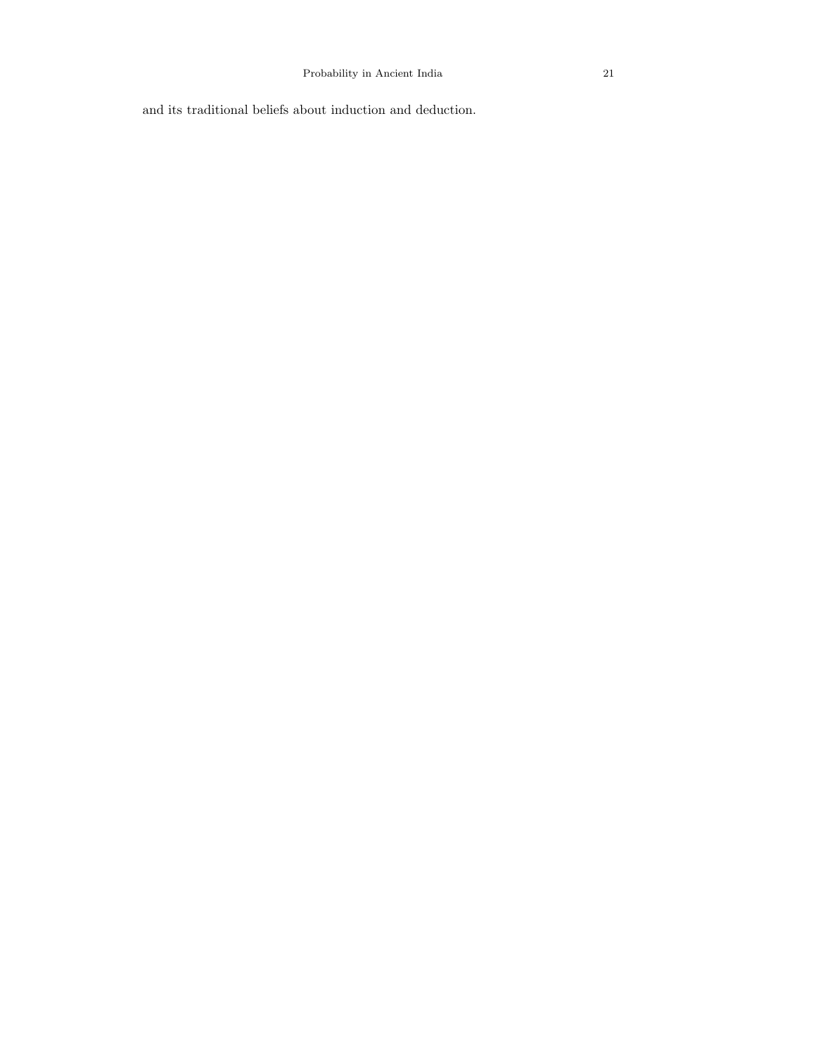and its traditional beliefs about induction and deduction.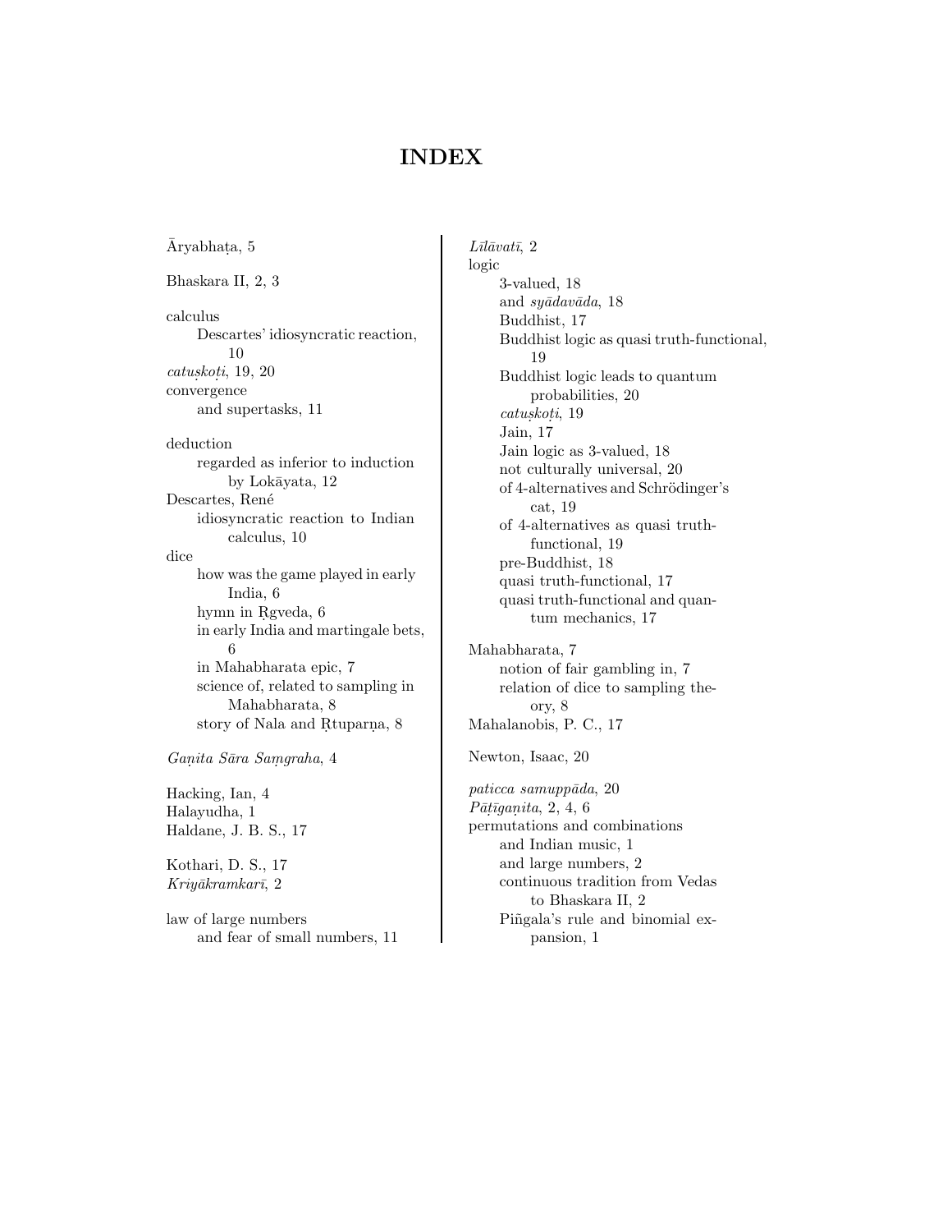# INDEX

Āryabhaṭa, 5

Bhaskara II, 2, 3

calculus
- Descartes' idiosyncratic reaction, 10

*catuṣkoṭi*, 19, 20

convergence
- and supertasks, 11

deduction
- regarded as inferior to induction by Lokāyata, 12

Descartes, René
- idiosyncratic reaction to Indian calculus, 10

dice
- how was the game played in early India, 6
- hymn in Ṛgveda, 6
- in early India and martingale bets, 6
- in Mahabharata epic, 7
- science of, related to sampling in Mahabharata, 8
- story of Nala and Ṛtuparṇa, 8

*Gaṇita Sāra Saṃgraha*, 4

Hacking, Ian, 4
Halayudha, 1
Haldane, J. B. S., 17

Kothari, D. S., 17
*Kriyākramkarī*, 2

law of large numbers
- and fear of small numbers, 11

*Līlāvatī*, 2

logic
- 3-valued, 18
- and *syādavāda*, 18
- Buddhist, 17
- Buddhist logic as quasi truth-functional, 19
- Buddhist logic leads to quantum probabilities, 20
- *catuṣkoṭi*, 19
- Jain, 17
- Jain logic as 3-valued, 18
- not culturally universal, 20
- of 4-alternatives and Schrödinger's cat, 19
- of 4-alternatives as quasi truth-functional, 19
- pre-Buddhist, 18
- quasi truth-functional, 17
- quasi truth-functional and quantum mechanics, 17

Mahabharata, 7
- notion of fair gambling in, 7
- relation of dice to sampling theory, 8

Mahalanobis, P. C., 17

Newton, Isaac, 20

*paticca samuppāda*, 20
*Pāṭīgaṇita*, 2, 4, 6

permutations and combinations
- and Indian music, 1
- and large numbers, 2
- continuous tradition from Vedas to Bhaskara II, 2
- Piñgala's rule and binomial expansion, 1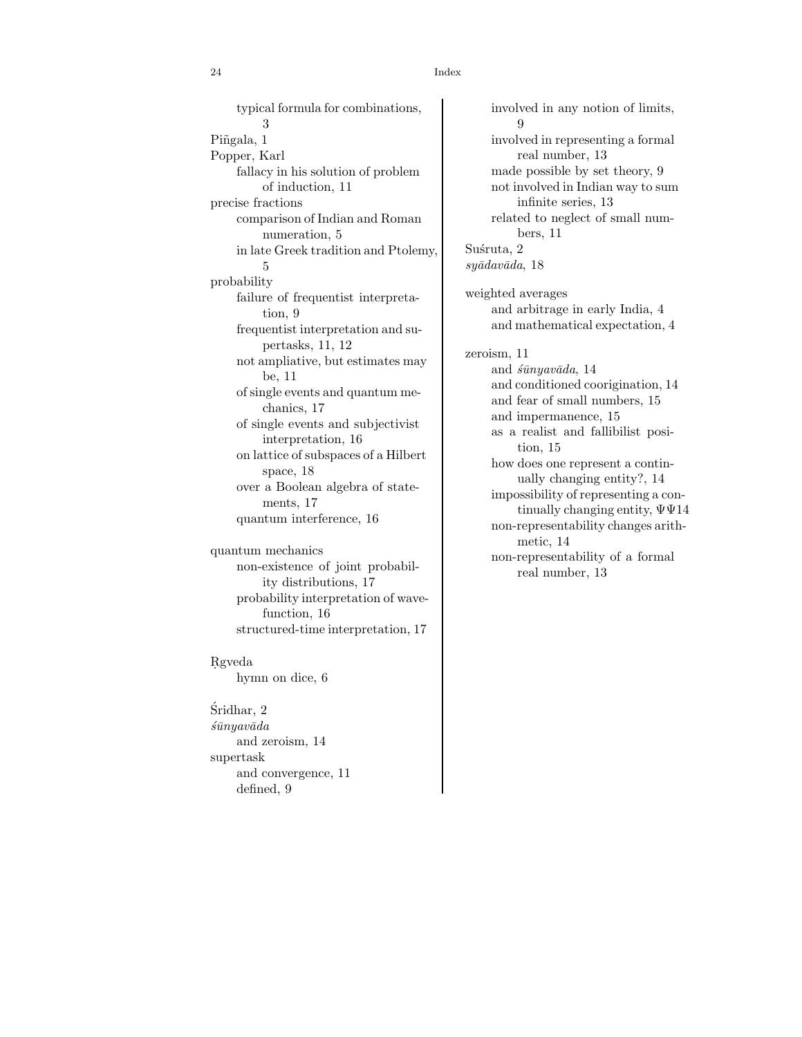- typical formula for combinations, 3

Piñgala, 1

Popper, Karl
- fallacy in his solution of problem of induction, 11

precise fractions
- comparison of Indian and Roman numeration, 5
- in late Greek tradition and Ptolemy, 5

probability
- failure of frequentist interpretation, 9
- frequentist interpretation and supertasks, 11, 12
- not ampliative, but estimates may be, 11
- of single events and quantum mechanics, 17
- of single events and subjectivist interpretation, 16
- on lattice of subspaces of a Hilbert space, 18
- over a Boolean algebra of statements, 17
- quantum interference, 16

quantum mechanics
- non-existence of joint probability distributions, 17
- probability interpretation of wavefunction, 16
- structured-time interpretation, 17

Ṛgveda
- hymn on dice, 6

Śridhar, 2

*śūnyavāda*
- and zeroism, 14

supertask
- and convergence, 11
- defined, 9
- involved in any notion of limits, 9
- involved in representing a formal real number, 13
- made possible by set theory, 9
- not involved in Indian way to sum infinite series, 13
- related to neglect of small numbers, 11

Suśruta, 2

*syādavāda*, 18

weighted averages
- and arbitrage in early India, 4
- and mathematical expectation, 4

zeroism, 11
- and *śūnyavāda*, 14
- and conditioned coorigination, 14
- and fear of small numbers, 15
- and impermanence, 15
- as a realist and fallibilist position, 15
- how does one represent a continually changing entity?, 14
- impossibility of representing a continually changing entity, ΨΨ14
- non-representability changes arithmetic, 14
- non-representability of a formal real number, 13